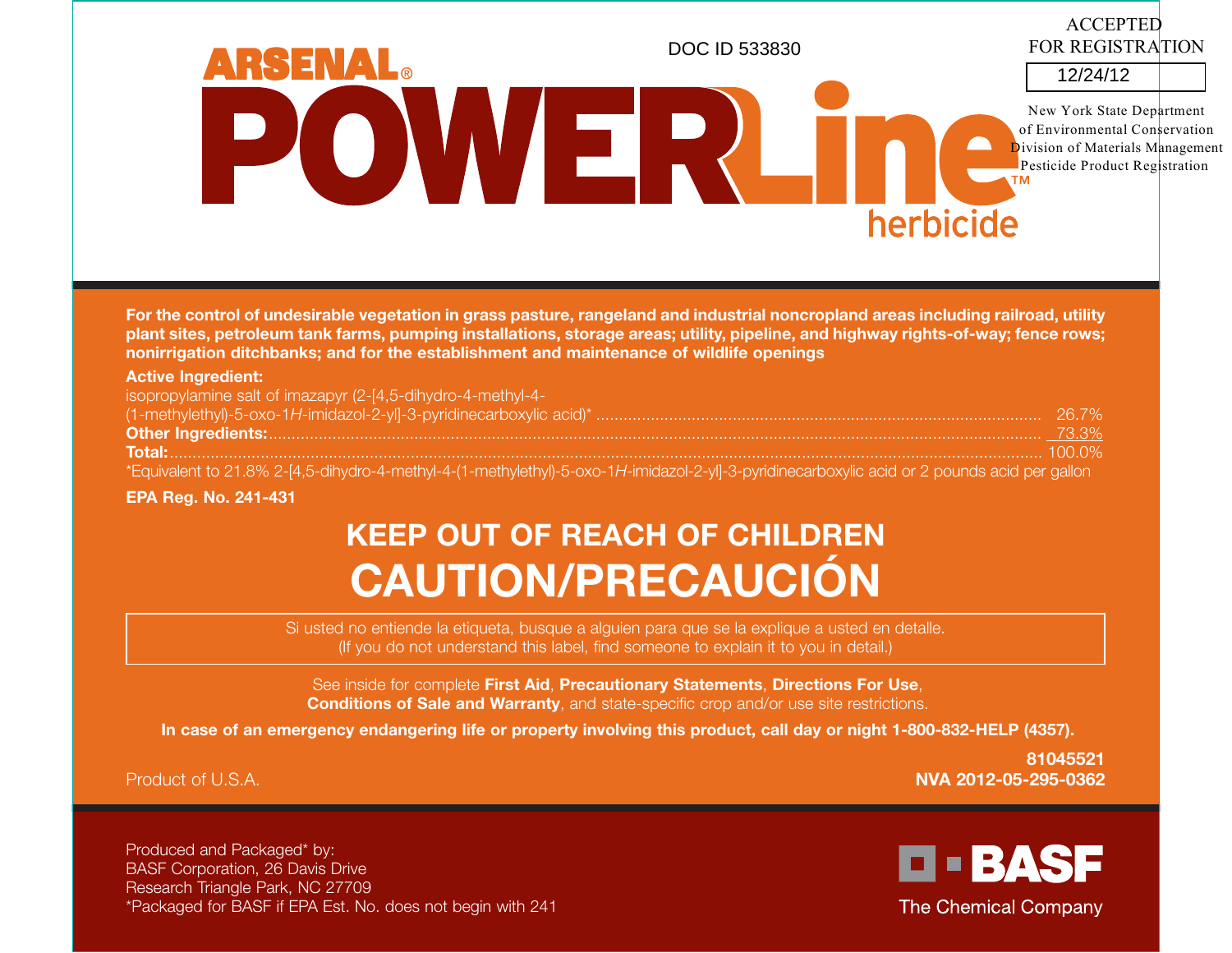DOC ID 533830

ACCEPTED
FOR REGISTRATION
12/24/12

New York State Department
of Environmental Conservation
Division of Materials Management
Pesticide Product Registration

# ARSENAL® POWERLine™ herbicide

**For the control of undesirable vegetation in grass pasture, rangeland and industrial noncropland areas including railroad, utility plant sites, petroleum tank farms, pumping installations, storage areas; utility, pipeline, and highway rights-of-way; fence rows; nonirrigation ditchbanks; and for the establishment and maintenance of wildlife openings**

**Active Ingredient:**

| | |
|---|---|
| isopropylamine salt of imazapyr (2-[4,5-dihydro-4-methyl-4-(1-methylethyl)-5-oxo-1*H*-imidazol-2-yl]-3-pyridinecarboxylic acid)* | 26.7% |
| **Other Ingredients:** | 73.3% |
| **Total:** | 100.0% |

*Equivalent to 21.8% 2-[4,5-dihydro-4-methyl-4-(1-methylethyl)-5-oxo-1*H*-imidazol-2-yl]-3-pyridinecarboxylic acid or 2 pounds acid per gallon

**EPA Reg. No. 241-431**

## KEEP OUT OF REACH OF CHILDREN

## CAUTION/PRECAUCIÓN

Si usted no entiende la etiqueta, busque a alguien para que se la explique a usted en detalle.
(If you do not understand this label, find someone to explain it to you in detail.)

See inside for complete **First Aid**, **Precautionary Statements**, **Directions For Use**, **Conditions of Sale and Warranty**, and state-specific crop and/or use site restrictions.

**In case of an emergency endangering life or property involving this product, call day or night 1-800-832-HELP (4357).**

**81045521**
**NVA 2012-05-295-0362**

Product of U.S.A.

Produced and Packaged* by:
BASF Corporation, 26 Davis Drive
Research Triangle Park, NC 27709
*Packaged for BASF if EPA Est. No. does not begin with 241

BASF
The Chemical Company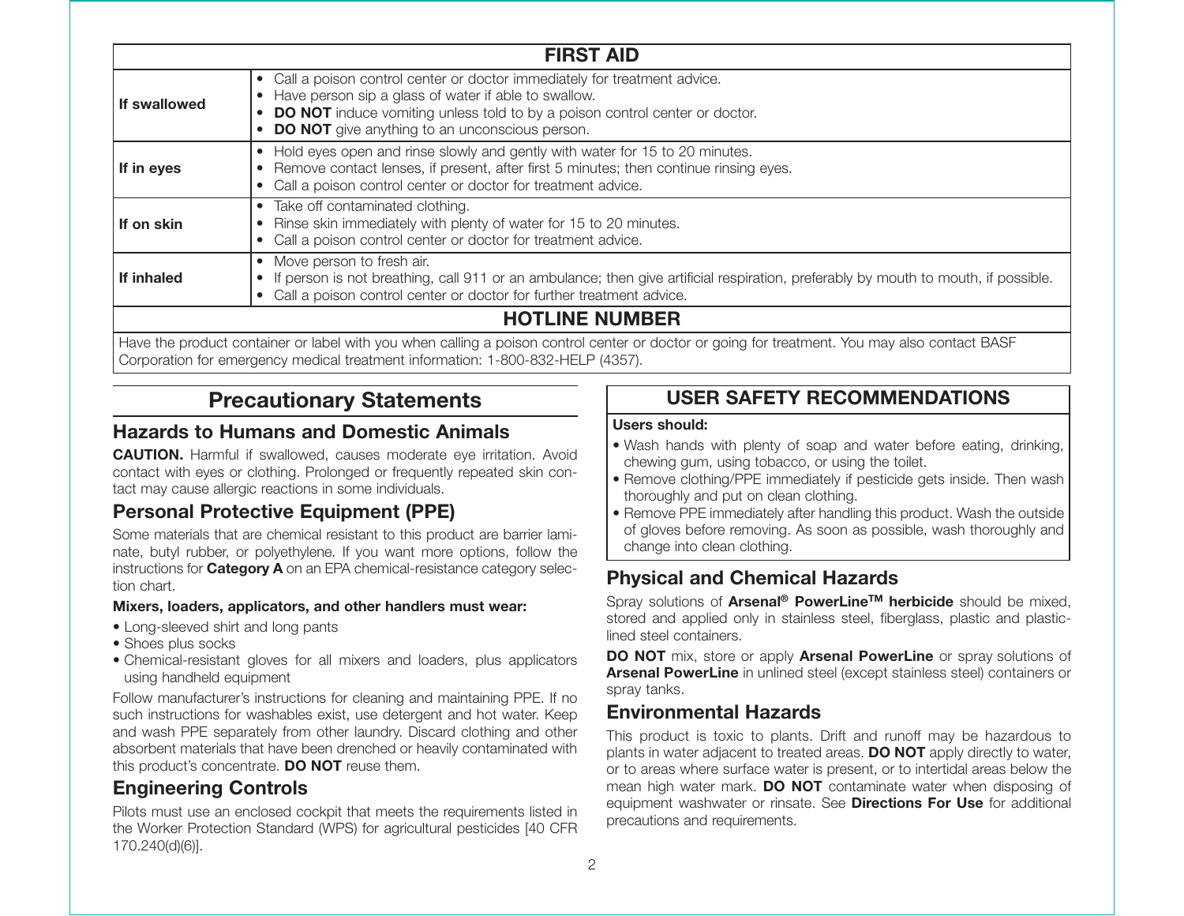## FIRST AID

| | |
|---|---|
| **If swallowed** | • Call a poison control center or doctor immediately for treatment advice.<br>• Have person sip a glass of water if able to swallow.<br>• **DO NOT** induce vomiting unless told to by a poison control center or doctor.<br>• **DO NOT** give anything to an unconscious person. |
| **If in eyes** | • Hold eyes open and rinse slowly and gently with water for 15 to 20 minutes.<br>• Remove contact lenses, if present, after first 5 minutes; then continue rinsing eyes.<br>• Call a poison control center or doctor for treatment advice. |
| **If on skin** | • Take off contaminated clothing.<br>• Rinse skin immediately with plenty of water for 15 to 20 minutes.<br>• Call a poison control center or doctor for treatment advice. |
| **If inhaled** | • Move person to fresh air.<br>• If person is not breathing, call 911 or an ambulance; then give artificial respiration, preferably by mouth to mouth, if possible.<br>• Call a poison control center or doctor for further treatment advice. |

## HOTLINE NUMBER

Have the product container or label with you when calling a poison control center or doctor or going for treatment. You may also contact BASF Corporation for emergency medical treatment information: 1-800-832-HELP (4357).

## Precautionary Statements

### Hazards to Humans and Domestic Animals

**CAUTION.** Harmful if swallowed, causes moderate eye irritation. Avoid contact with eyes or clothing. Prolonged or frequently repeated skin contact may cause allergic reactions in some individuals.

### Personal Protective Equipment (PPE)

Some materials that are chemical resistant to this product are barrier laminate, butyl rubber, or polyethylene. If you want more options, follow the instructions for **Category A** on an EPA chemical-resistance category selection chart.

**Mixers, loaders, applicators, and other handlers must wear:**

- Long-sleeved shirt and long pants
- Shoes plus socks
- Chemical-resistant gloves for all mixers and loaders, plus applicators using handheld equipment

Follow manufacturer's instructions for cleaning and maintaining PPE. If no such instructions for washables exist, use detergent and hot water. Keep and wash PPE separately from other laundry. Discard clothing and other absorbent materials that have been drenched or heavily contaminated with this product's concentrate. **DO NOT** reuse them.

### Engineering Controls

Pilots must use an enclosed cockpit that meets the requirements listed in the Worker Protection Standard (WPS) for agricultural pesticides [40 CFR 170.240(d)(6)].

## USER SAFETY RECOMMENDATIONS

**Users should:**

- Wash hands with plenty of soap and water before eating, drinking, chewing gum, using tobacco, or using the toilet.
- Remove clothing/PPE immediately if pesticide gets inside. Then wash thoroughly and put on clean clothing.
- Remove PPE immediately after handling this product. Wash the outside of gloves before removing. As soon as possible, wash thoroughly and change into clean clothing.

### Physical and Chemical Hazards

Spray solutions of **Arsenal® PowerLine™ herbicide** should be mixed, stored and applied only in stainless steel, fiberglass, plastic and plastic-lined steel containers.

**DO NOT** mix, store or apply **Arsenal PowerLine** or spray solutions of **Arsenal PowerLine** in unlined steel (except stainless steel) containers or spray tanks.

### Environmental Hazards

This product is toxic to plants. Drift and runoff may be hazardous to plants in water adjacent to treated areas. **DO NOT** apply directly to water, or to areas where surface water is present, or to intertidal areas below the mean high water mark. **DO NOT** contaminate water when disposing of equipment washwater or rinsate. See **Directions For Use** for additional precautions and requirements.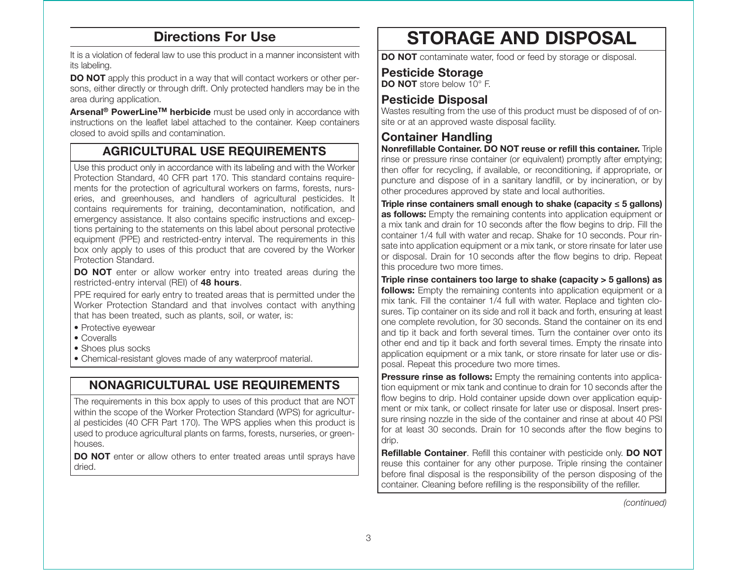## Directions For Use

It is a violation of federal law to use this product in a manner inconsistent with its labeling.

**DO NOT** apply this product in a way that will contact workers or other persons, either directly or through drift. Only protected handlers may be in the area during application.

**Arsenal® PowerLine™ herbicide** must be used only in accordance with instructions on the leaflet label attached to the container. Keep containers closed to avoid spills and contamination.

### AGRICULTURAL USE REQUIREMENTS

Use this product only in accordance with its labeling and with the Worker Protection Standard, 40 CFR part 170. This standard contains requirements for the protection of agricultural workers on farms, forests, nurseries, and greenhouses, and handlers of agricultural pesticides. It contains requirements for training, decontamination, notification, and emergency assistance. It also contains specific instructions and exceptions pertaining to the statements on this label about personal protective equipment (PPE) and restricted-entry interval. The requirements in this box only apply to uses of this product that are covered by the Worker Protection Standard.

**DO NOT** enter or allow worker entry into treated areas during the restricted-entry interval (REI) of **48 hours**.

PPE required for early entry to treated areas that is permitted under the Worker Protection Standard and that involves contact with anything that has been treated, such as plants, soil, or water, is:

- Protective eyewear
- Coveralls
- Shoes plus socks
- Chemical-resistant gloves made of any waterproof material.

### NONAGRICULTURAL USE REQUIREMENTS

The requirements in this box apply to uses of this product that are NOT within the scope of the Worker Protection Standard (WPS) for agricultural pesticides (40 CFR Part 170). The WPS applies when this product is used to produce agricultural plants on farms, forests, nurseries, or greenhouses.

**DO NOT** enter or allow others to enter treated areas until sprays have dried.

# STORAGE AND DISPOSAL

**DO NOT** contaminate water, food or feed by storage or disposal.

### Pesticide Storage

**DO NOT** store below 10° F.

### Pesticide Disposal

Wastes resulting from the use of this product must be disposed of of on-site or at an approved waste disposal facility.

### Container Handling

**Nonrefillable Container. DO NOT reuse or refill this container.** Triple rinse or pressure rinse container (or equivalent) promptly after emptying; then offer for recycling, if available, or reconditioning, if appropriate, or puncture and dispose of in a sanitary landfill, or by incineration, or by other procedures approved by state and local authorities.

**Triple rinse containers small enough to shake (capacity ≤ 5 gallons) as follows:** Empty the remaining contents into application equipment or a mix tank and drain for 10 seconds after the flow begins to drip. Fill the container 1/4 full with water and recap. Shake for 10 seconds. Pour rinsate into application equipment or a mix tank, or store rinsate for later use or disposal. Drain for 10 seconds after the flow begins to drip. Repeat this procedure two more times.

**Triple rinse containers too large to shake (capacity > 5 gallons) as follows:** Empty the remaining contents into application equipment or a mix tank. Fill the container 1/4 full with water. Replace and tighten closures. Tip container on its side and roll it back and forth, ensuring at least one complete revolution, for 30 seconds. Stand the container on its end and tip it back and forth several times. Turn the container over onto its other end and tip it back and forth several times. Empty the rinsate into application equipment or a mix tank, or store rinsate for later use or disposal. Repeat this procedure two more times.

**Pressure rinse as follows:** Empty the remaining contents into application equipment or mix tank and continue to drain for 10 seconds after the flow begins to drip. Hold container upside down over application equipment or mix tank, or collect rinsate for later use or disposal. Insert pressure rinsing nozzle in the side of the container and rinse at about 40 PSI for at least 30 seconds. Drain for 10 seconds after the flow begins to drip.

**Refillable Container**. Refill this container with pesticide only. **DO NOT** reuse this container for any other purpose. Triple rinsing the container before final disposal is the responsibility of the person disposing of the container. Cleaning before refilling is the responsibility of the refiller.

*(continued)*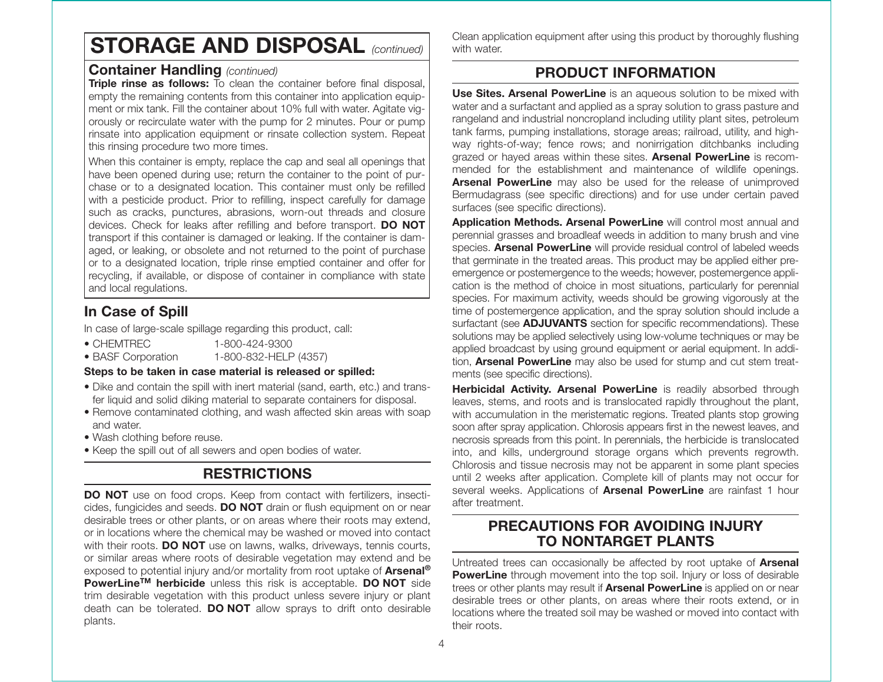# STORAGE AND DISPOSAL *(continued)*

### Container Handling *(continued)*

**Triple rinse as follows:** To clean the container before final disposal, empty the remaining contents from this container into application equipment or mix tank. Fill the container about 10% full with water. Agitate vigorously or recirculate water with the pump for 2 minutes. Pour or pump rinsate into application equipment or rinsate collection system. Repeat this rinsing procedure two more times.

When this container is empty, replace the cap and seal all openings that have been opened during use; return the container to the point of purchase or to a designated location. This container must only be refilled with a pesticide product. Prior to refilling, inspect carefully for damage such as cracks, punctures, abrasions, worn-out threads and closure devices. Check for leaks after refilling and before transport. **DO NOT** transport if this container is damaged or leaking. If the container is damaged, or leaking, or obsolete and not returned to the point of purchase or to a designated location, triple rinse emptied container and offer for recycling, if available, or dispose of container in compliance with state and local regulations.

## In Case of Spill

In case of large-scale spillage regarding this product, call:

- CHEMTREC 1-800-424-9300
- BASF Corporation 1-800-832-HELP (4357)

**Steps to be taken in case material is released or spilled:**

- Dike and contain the spill with inert material (sand, earth, etc.) and transfer liquid and solid diking material to separate containers for disposal.
- Remove contaminated clothing, and wash affected skin areas with soap and water.
- Wash clothing before reuse.
- Keep the spill out of all sewers and open bodies of water.

## RESTRICTIONS

**DO NOT** use on food crops. Keep from contact with fertilizers, insecticides, fungicides and seeds. **DO NOT** drain or flush equipment on or near desirable trees or other plants, or on areas where their roots may extend, or in locations where the chemical may be washed or moved into contact with their roots. **DO NOT** use on lawns, walks, driveways, tennis courts, or similar areas where roots of desirable vegetation may extend and be exposed to potential injury and/or mortality from root uptake of **Arsenal® PowerLine™ herbicide** unless this risk is acceptable. **DO NOT** side trim desirable vegetation with this product unless severe injury or plant death can be tolerated. **DO NOT** allow sprays to drift onto desirable plants.

Clean application equipment after using this product by thoroughly flushing with water.

## PRODUCT INFORMATION

**Use Sites. Arsenal PowerLine** is an aqueous solution to be mixed with water and a surfactant and applied as a spray solution to grass pasture and rangeland and industrial noncropland including utility plant sites, petroleum tank farms, pumping installations, storage areas; railroad, utility, and highway rights-of-way; fence rows; and nonirrigation ditchbanks including grazed or hayed areas within these sites. **Arsenal PowerLine** is recommended for the establishment and maintenance of wildlife openings. **Arsenal PowerLine** may also be used for the release of unimproved Bermudagrass (see specific directions) and for use under certain paved surfaces (see specific directions).

**Application Methods. Arsenal PowerLine** will control most annual and perennial grasses and broadleaf weeds in addition to many brush and vine species. **Arsenal PowerLine** will provide residual control of labeled weeds that germinate in the treated areas. This product may be applied either preemergence or postemergence to the weeds; however, postemergence application is the method of choice in most situations, particularly for perennial species. For maximum activity, weeds should be growing vigorously at the time of postemergence application, and the spray solution should include a surfactant (see **ADJUVANTS** section for specific recommendations). These solutions may be applied selectively using low-volume techniques or may be applied broadcast by using ground equipment or aerial equipment. In addition, **Arsenal PowerLine** may also be used for stump and cut stem treatments (see specific directions).

**Herbicidal Activity. Arsenal PowerLine** is readily absorbed through leaves, stems, and roots and is translocated rapidly throughout the plant, with accumulation in the meristematic regions. Treated plants stop growing soon after spray application. Chlorosis appears first in the newest leaves, and necrosis spreads from this point. In perennials, the herbicide is translocated into, and kills, underground storage organs which prevents regrowth. Chlorosis and tissue necrosis may not be apparent in some plant species until 2 weeks after application. Complete kill of plants may not occur for several weeks. Applications of **Arsenal PowerLine** are rainfast 1 hour after treatment.

## PRECAUTIONS FOR AVOIDING INJURY TO NONTARGET PLANTS

Untreated trees can occasionally be affected by root uptake of **Arsenal PowerLine** through movement into the top soil. Injury or loss of desirable trees or other plants may result if **Arsenal PowerLine** is applied on or near desirable trees or other plants, on areas where their roots extend, or in locations where the treated soil may be washed or moved into contact with their roots.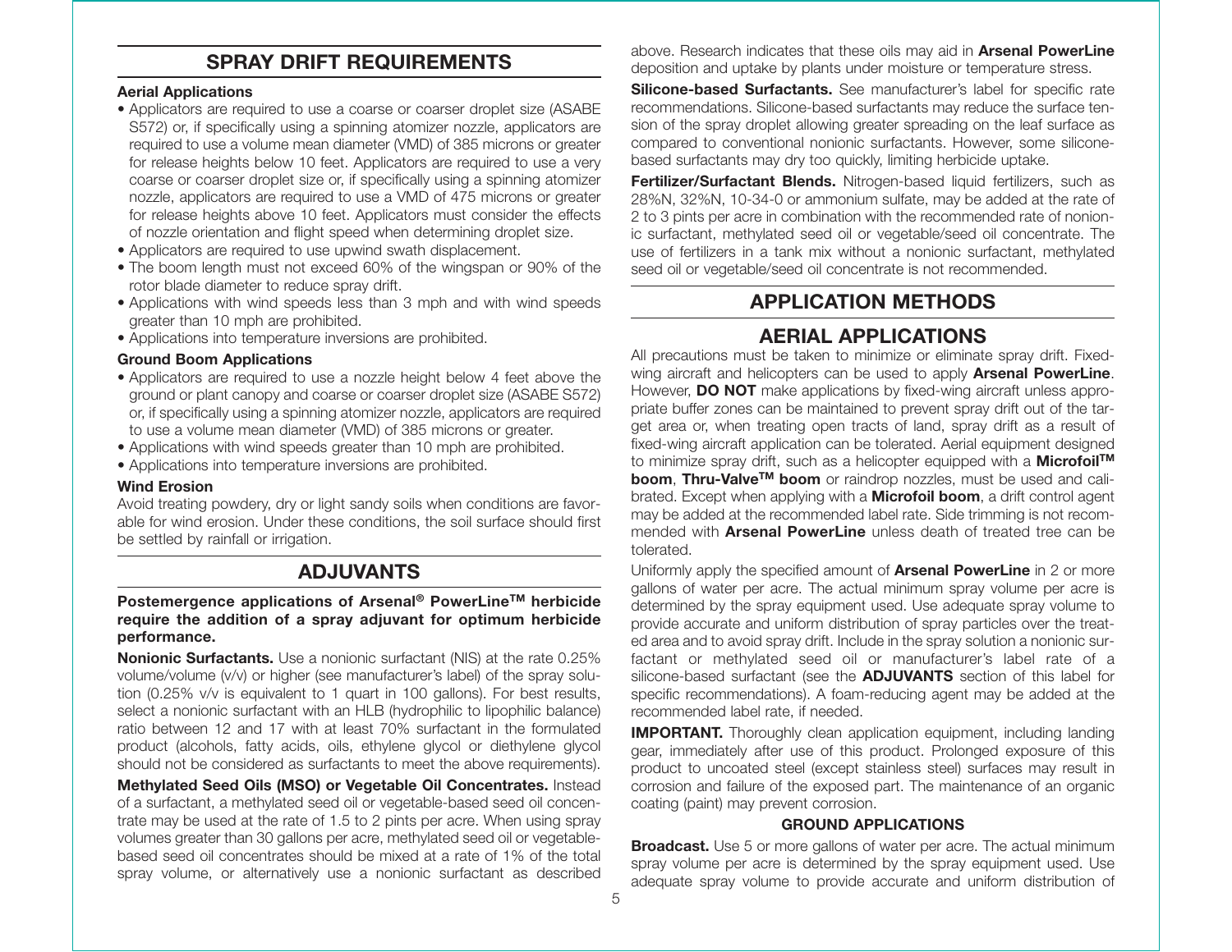## SPRAY DRIFT REQUIREMENTS

**Aerial Applications**

- Applicators are required to use a coarse or coarser droplet size (ASABE S572) or, if specifically using a spinning atomizer nozzle, applicators are required to use a volume mean diameter (VMD) of 385 microns or greater for release heights below 10 feet. Applicators are required to use a very coarse or coarser droplet size or, if specifically using a spinning atomizer nozzle, applicators are required to use a VMD of 475 microns or greater for release heights above 10 feet. Applicators must consider the effects of nozzle orientation and flight speed when determining droplet size.
- Applicators are required to use upwind swath displacement.
- The boom length must not exceed 60% of the wingspan or 90% of the rotor blade diameter to reduce spray drift.
- Applications with wind speeds less than 3 mph and with wind speeds greater than 10 mph are prohibited.
- Applications into temperature inversions are prohibited.

**Ground Boom Applications**

- Applicators are required to use a nozzle height below 4 feet above the ground or plant canopy and coarse or coarser droplet size (ASABE S572) or, if specifically using a spinning atomizer nozzle, applicators are required to use a volume mean diameter (VMD) of 385 microns or greater.
- Applications with wind speeds greater than 10 mph are prohibited.
- Applications into temperature inversions are prohibited.

**Wind Erosion**

Avoid treating powdery, dry or light sandy soils when conditions are favorable for wind erosion. Under these conditions, the soil surface should first be settled by rainfall or irrigation.

## ADJUVANTS

**Postemergence applications of Arsenal® PowerLine™ herbicide require the addition of a spray adjuvant for optimum herbicide performance.**

**Nonionic Surfactants.** Use a nonionic surfactant (NIS) at the rate 0.25% volume/volume (v/v) or higher (see manufacturer's label) of the spray solution (0.25% v/v is equivalent to 1 quart in 100 gallons). For best results, select a nonionic surfactant with an HLB (hydrophilic to lipophilic balance) ratio between 12 and 17 with at least 70% surfactant in the formulated product (alcohols, fatty acids, oils, ethylene glycol or diethylene glycol should not be considered as surfactants to meet the above requirements).

**Methylated Seed Oils (MSO) or Vegetable Oil Concentrates.** Instead of a surfactant, a methylated seed oil or vegetable-based seed oil concentrate may be used at the rate of 1.5 to 2 pints per acre. When using spray volumes greater than 30 gallons per acre, methylated seed oil or vegetable-based seed oil concentrates should be mixed at a rate of 1% of the total spray volume, or alternatively use a nonionic surfactant as described above. Research indicates that these oils may aid in **Arsenal PowerLine** deposition and uptake by plants under moisture or temperature stress.

**Silicone-based Surfactants.** See manufacturer's label for specific rate recommendations. Silicone-based surfactants may reduce the surface tension of the spray droplet allowing greater spreading on the leaf surface as compared to conventional nonionic surfactants. However, some silicone-based surfactants may dry too quickly, limiting herbicide uptake.

**Fertilizer/Surfactant Blends.** Nitrogen-based liquid fertilizers, such as 28%N, 32%N, 10-34-0 or ammonium sulfate, may be added at the rate of 2 to 3 pints per acre in combination with the recommended rate of nonionic surfactant, methylated seed oil or vegetable/seed oil concentrate. The use of fertilizers in a tank mix without a nonionic surfactant, methylated seed oil or vegetable/seed oil concentrate is not recommended.

## APPLICATION METHODS

## AERIAL APPLICATIONS

All precautions must be taken to minimize or eliminate spray drift. Fixed-wing aircraft and helicopters can be used to apply **Arsenal PowerLine**. However, **DO NOT** make applications by fixed-wing aircraft unless appropriate buffer zones can be maintained to prevent spray drift out of the target area or, when treating open tracts of land, spray drift as a result of fixed-wing aircraft application can be tolerated. Aerial equipment designed to minimize spray drift, such as a helicopter equipped with a **Microfoil™ boom**, **Thru-Valve™ boom** or raindrop nozzles, must be used and calibrated. Except when applying with a **Microfoil boom**, a drift control agent may be added at the recommended label rate. Side trimming is not recommended with **Arsenal PowerLine** unless death of treated tree can be tolerated.

Uniformly apply the specified amount of **Arsenal PowerLine** in 2 or more gallons of water per acre. The actual minimum spray volume per acre is determined by the spray equipment used. Use adequate spray volume to provide accurate and uniform distribution of spray particles over the treated area and to avoid spray drift. Include in the spray solution a nonionic surfactant or methylated seed oil or manufacturer's label rate of a silicone-based surfactant (see the **ADJUVANTS** section of this label for specific recommendations). A foam-reducing agent may be added at the recommended label rate, if needed.

**IMPORTANT.** Thoroughly clean application equipment, including landing gear, immediately after use of this product. Prolonged exposure of this product to uncoated steel (except stainless steel) surfaces may result in corrosion and failure of the exposed part. The maintenance of an organic coating (paint) may prevent corrosion.

### GROUND APPLICATIONS

**Broadcast.** Use 5 or more gallons of water per acre. The actual minimum spray volume per acre is determined by the spray equipment used. Use adequate spray volume to provide accurate and uniform distribution of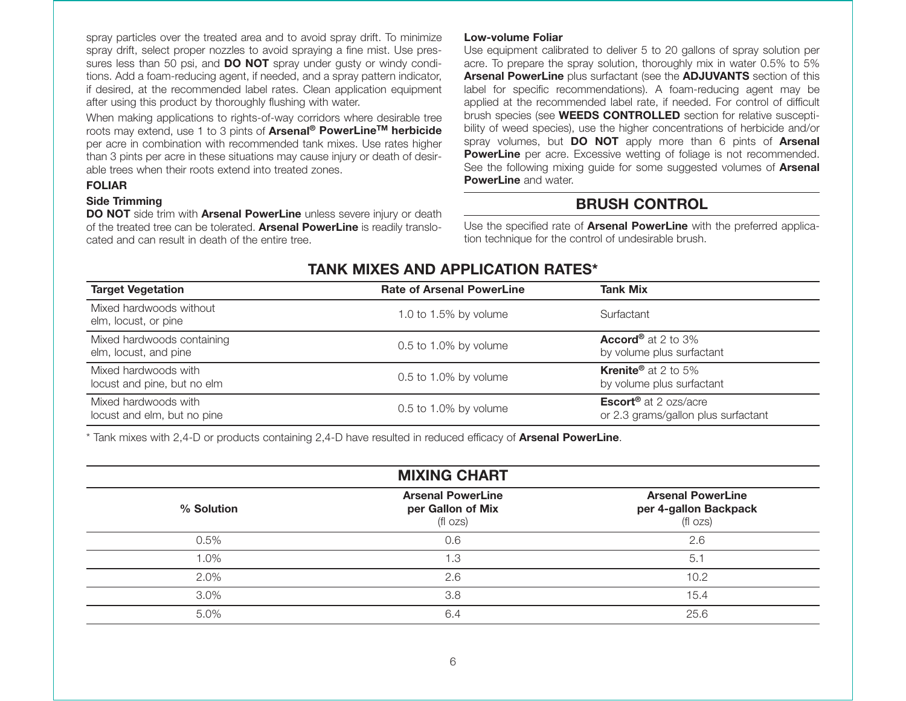spray particles over the treated area and to avoid spray drift. To minimize spray drift, select proper nozzles to avoid spraying a fine mist. Use pressures less than 50 psi, and **DO NOT** spray under gusty or windy conditions. Add a foam-reducing agent, if needed, and a spray pattern indicator, if desired, at the recommended label rates. Clean application equipment after using this product by thoroughly flushing with water.

When making applications to rights-of-way corridors where desirable tree roots may extend, use 1 to 3 pints of **Arsenal® PowerLine™ herbicide** per acre in combination with recommended tank mixes. Use rates higher than 3 pints per acre in these situations may cause injury or death of desirable trees when their roots extend into treated zones.

### FOLIAR

#### Side Trimming

**DO NOT** side trim with **Arsenal PowerLine** unless severe injury or death of the treated tree can be tolerated. **Arsenal PowerLine** is readily translocated and can result in death of the entire tree.

#### Low-volume Foliar

Use equipment calibrated to deliver 5 to 20 gallons of spray solution per acre. To prepare the spray solution, thoroughly mix in water 0.5% to 5% **Arsenal PowerLine** plus surfactant (see the **ADJUVANTS** section of this label for specific recommendations). A foam-reducing agent may be applied at the recommended label rate, if needed. For control of difficult brush species (see **WEEDS CONTROLLED** section for relative susceptibility of weed species), use the higher concentrations of herbicide and/or spray volumes, but **DO NOT** apply more than 6 pints of **Arsenal PowerLine** per acre. Excessive wetting of foliage is not recommended. See the following mixing guide for some suggested volumes of **Arsenal PowerLine** and water.

## BRUSH CONTROL

Use the specified rate of **Arsenal PowerLine** with the preferred application technique for the control of undesirable brush.

### TANK MIXES AND APPLICATION RATES*

| Target Vegetation | Rate of Arsenal PowerLine | Tank Mix |
|---|---|---|
| Mixed hardwoods without elm, locust, or pine | 1.0 to 1.5% by volume | Surfactant |
| Mixed hardwoods containing elm, locust, and pine | 0.5 to 1.0% by volume | **Accord®** at 2 to 3% by volume plus surfactant |
| Mixed hardwoods with locust and pine, but no elm | 0.5 to 1.0% by volume | **Krenite®** at 2 to 5% by volume plus surfactant |
| Mixed hardwoods with locust and elm, but no pine | 0.5 to 1.0% by volume | **Escort®** at 2 ozs/acre or 2.3 grams/gallon plus surfactant |

\* Tank mixes with 2,4-D or products containing 2,4-D have resulted in reduced efficacy of **Arsenal PowerLine**.

### MIXING CHART

| % Solution | Arsenal PowerLine per Gallon of Mix (fl ozs) | Arsenal PowerLine per 4-gallon Backpack (fl ozs) |
|---|---|---|
| 0.5% | 0.6 | 2.6 |
| 1.0% | 1.3 | 5.1 |
| 2.0% | 2.6 | 10.2 |
| 3.0% | 3.8 | 15.4 |
| 5.0% | 6.4 | 25.6 |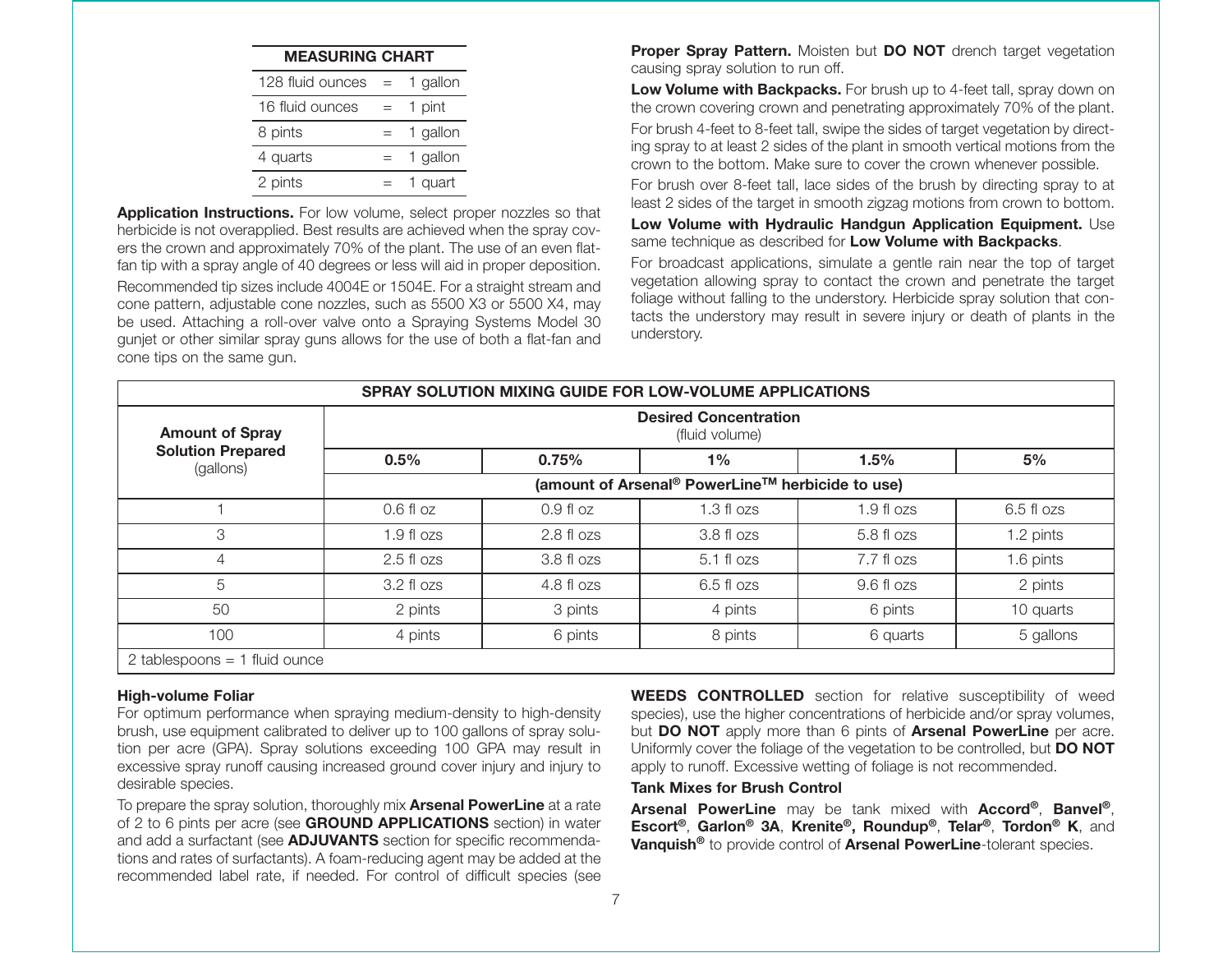| MEASURING CHART | | |
|---|---|---|
| 128 fluid ounces | = | 1 gallon |
| 16 fluid ounces | = | 1 pint |
| 8 pints | = | 1 gallon |
| 4 quarts | = | 1 gallon |
| 2 pints | = | 1 quart |

**Application Instructions.** For low volume, select proper nozzles so that herbicide is not overapplied. Best results are achieved when the spray covers the crown and approximately 70% of the plant. The use of an even flat-fan tip with a spray angle of 40 degrees or less will aid in proper deposition. Recommended tip sizes include 4004E or 1504E. For a straight stream and cone pattern, adjustable cone nozzles, such as 5500 X3 or 5500 X4, may be used. Attaching a roll-over valve onto a Spraying Systems Model 30 gunjet or other similar spray guns allows for the use of both a flat-fan and cone tips on the same gun.

**Proper Spray Pattern.** Moisten but **DO NOT** drench target vegetation causing spray solution to run off.

**Low Volume with Backpacks.** For brush up to 4-feet tall, spray down on the crown covering crown and penetrating approximately 70% of the plant.

For brush 4-feet to 8-feet tall, swipe the sides of target vegetation by directing spray to at least 2 sides of the plant in smooth vertical motions from the crown to the bottom. Make sure to cover the crown whenever possible.

For brush over 8-feet tall, lace sides of the brush by directing spray to at least 2 sides of the target in smooth zigzag motions from crown to bottom.

**Low Volume with Hydraulic Handgun Application Equipment.** Use same technique as described for **Low Volume with Backpacks**.

For broadcast applications, simulate a gentle rain near the top of target vegetation allowing spray to contact the crown and penetrate the target foliage without falling to the understory. Herbicide spray solution that contacts the understory may result in severe injury or death of plants in the understory.

**SPRAY SOLUTION MIXING GUIDE FOR LOW-VOLUME APPLICATIONS**

| Amount of Spray Solution Prepared (gallons) | Desired Concentration (fluid volume) | | | | |
|---|---|---|---|---|---|
| | 0.5% | 0.75% | 1% | 1.5% | 5% |
| | (amount of Arsenal® PowerLine™ herbicide to use) | | | | |
| 1 | 0.6 fl oz | 0.9 fl oz | 1.3 fl ozs | 1.9 fl ozs | 6.5 fl ozs |
| 3 | 1.9 fl ozs | 2.8 fl ozs | 3.8 fl ozs | 5.8 fl ozs | 1.2 pints |
| 4 | 2.5 fl ozs | 3.8 fl ozs | 5.1 fl ozs | 7.7 fl ozs | 1.6 pints |
| 5 | 3.2 fl ozs | 4.8 fl ozs | 6.5 fl ozs | 9.6 fl ozs | 2 pints |
| 50 | 2 pints | 3 pints | 4 pints | 6 pints | 10 quarts |
| 100 | 4 pints | 6 pints | 8 pints | 6 quarts | 5 gallons |

2 tablespoons = 1 fluid ounce

### High-volume Foliar

For optimum performance when spraying medium-density to high-density brush, use equipment calibrated to deliver up to 100 gallons of spray solution per acre (GPA). Spray solutions exceeding 100 GPA may result in excessive spray runoff causing increased ground cover injury and injury to desirable species.

To prepare the spray solution, thoroughly mix **Arsenal PowerLine** at a rate of 2 to 6 pints per acre (see **GROUND APPLICATIONS** section) in water and add a surfactant (see **ADJUVANTS** section for specific recommendations and rates of surfactants). A foam-reducing agent may be added at the recommended label rate, if needed. For control of difficult species (see **WEEDS CONTROLLED** section for relative susceptibility of weed species), use the higher concentrations of herbicide and/or spray volumes, but **DO NOT** apply more than 6 pints of **Arsenal PowerLine** per acre. Uniformly cover the foliage of the vegetation to be controlled, but **DO NOT** apply to runoff. Excessive wetting of foliage is not recommended.

### Tank Mixes for Brush Control

**Arsenal PowerLine** may be tank mixed with **Accord®**, **Banvel®**, **Escort®**, **Garlon® 3A**, **Krenite®, Roundup®**, **Telar®**, **Tordon® K**, and **Vanquish®** to provide control of **Arsenal PowerLine**-tolerant species.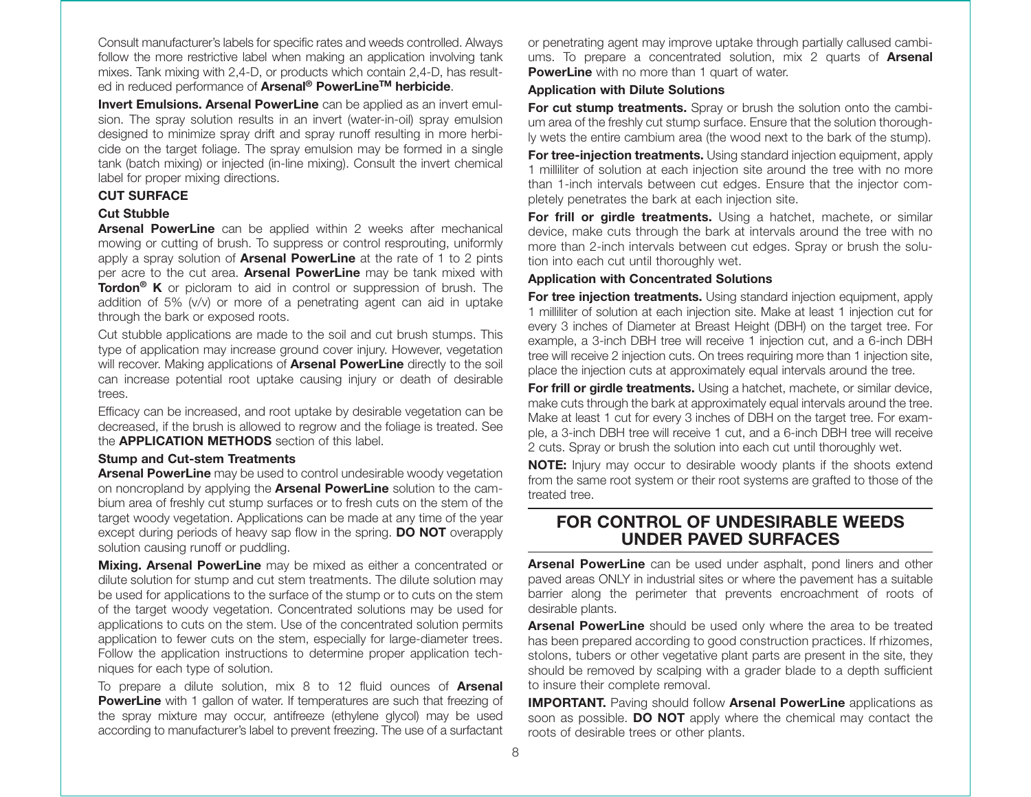Consult manufacturer's labels for specific rates and weeds controlled. Always follow the more restrictive label when making an application involving tank mixes. Tank mixing with 2,4-D, or products which contain 2,4-D, has resulted in reduced performance of **Arsenal® PowerLine™ herbicide**.

**Invert Emulsions. Arsenal PowerLine** can be applied as an invert emulsion. The spray solution results in an invert (water-in-oil) spray emulsion designed to minimize spray drift and spray runoff resulting in more herbicide on the target foliage. The spray emulsion may be formed in a single tank (batch mixing) or injected (in-line mixing). Consult the invert chemical label for proper mixing directions.

### CUT SURFACE

#### Cut Stubble

**Arsenal PowerLine** can be applied within 2 weeks after mechanical mowing or cutting of brush. To suppress or control resprouting, uniformly apply a spray solution of **Arsenal PowerLine** at the rate of 1 to 2 pints per acre to the cut area. **Arsenal PowerLine** may be tank mixed with **Tordon® K** or picloram to aid in control or suppression of brush. The addition of 5% (v/v) or more of a penetrating agent can aid in uptake through the bark or exposed roots.

Cut stubble applications are made to the soil and cut brush stumps. This type of application may increase ground cover injury. However, vegetation will recover. Making applications of **Arsenal PowerLine** directly to the soil can increase potential root uptake causing injury or death of desirable trees.

Efficacy can be increased, and root uptake by desirable vegetation can be decreased, if the brush is allowed to regrow and the foliage is treated. See the **APPLICATION METHODS** section of this label.

#### Stump and Cut-stem Treatments

**Arsenal PowerLine** may be used to control undesirable woody vegetation on noncropland by applying the **Arsenal PowerLine** solution to the cambium area of freshly cut stump surfaces or to fresh cuts on the stem of the target woody vegetation. Applications can be made at any time of the year except during periods of heavy sap flow in the spring. **DO NOT** overapply solution causing runoff or puddling.

**Mixing. Arsenal PowerLine** may be mixed as either a concentrated or dilute solution for stump and cut stem treatments. The dilute solution may be used for applications to the surface of the stump or to cuts on the stem of the target woody vegetation. Concentrated solutions may be used for applications to cuts on the stem. Use of the concentrated solution permits application to fewer cuts on the stem, especially for large-diameter trees. Follow the application instructions to determine proper application techniques for each type of solution.

To prepare a dilute solution, mix 8 to 12 fluid ounces of **Arsenal PowerLine** with 1 gallon of water. If temperatures are such that freezing of the spray mixture may occur, antifreeze (ethylene glycol) may be used according to manufacturer's label to prevent freezing. The use of a surfactant or penetrating agent may improve uptake through partially callused cambiums. To prepare a concentrated solution, mix 2 quarts of **Arsenal PowerLine** with no more than 1 quart of water.

#### Application with Dilute Solutions

**For cut stump treatments.** Spray or brush the solution onto the cambium area of the freshly cut stump surface. Ensure that the solution thoroughly wets the entire cambium area (the wood next to the bark of the stump).

**For tree-injection treatments.** Using standard injection equipment, apply 1 milliliter of solution at each injection site around the tree with no more than 1-inch intervals between cut edges. Ensure that the injector completely penetrates the bark at each injection site.

**For frill or girdle treatments.** Using a hatchet, machete, or similar device, make cuts through the bark at intervals around the tree with no more than 2-inch intervals between cut edges. Spray or brush the solution into each cut until thoroughly wet.

#### Application with Concentrated Solutions

**For tree injection treatments.** Using standard injection equipment, apply 1 milliliter of solution at each injection site. Make at least 1 injection cut for every 3 inches of Diameter at Breast Height (DBH) on the target tree. For example, a 3-inch DBH tree will receive 1 injection cut, and a 6-inch DBH tree will receive 2 injection cuts. On trees requiring more than 1 injection site, place the injection cuts at approximately equal intervals around the tree.

**For frill or girdle treatments.** Using a hatchet, machete, or similar device, make cuts through the bark at approximately equal intervals around the tree. Make at least 1 cut for every 3 inches of DBH on the target tree. For example, a 3-inch DBH tree will receive 1 cut, and a 6-inch DBH tree will receive 2 cuts. Spray or brush the solution into each cut until thoroughly wet.

**NOTE:** Injury may occur to desirable woody plants if the shoots extend from the same root system or their root systems are grafted to those of the treated tree.

## FOR CONTROL OF UNDESIRABLE WEEDS UNDER PAVED SURFACES

**Arsenal PowerLine** can be used under asphalt, pond liners and other paved areas ONLY in industrial sites or where the pavement has a suitable barrier along the perimeter that prevents encroachment of roots of desirable plants.

**Arsenal PowerLine** should be used only where the area to be treated has been prepared according to good construction practices. If rhizomes, stolons, tubers or other vegetative plant parts are present in the site, they should be removed by scalping with a grader blade to a depth sufficient to insure their complete removal.

**IMPORTANT.** Paving should follow **Arsenal PowerLine** applications as soon as possible. **DO NOT** apply where the chemical may contact the roots of desirable trees or other plants.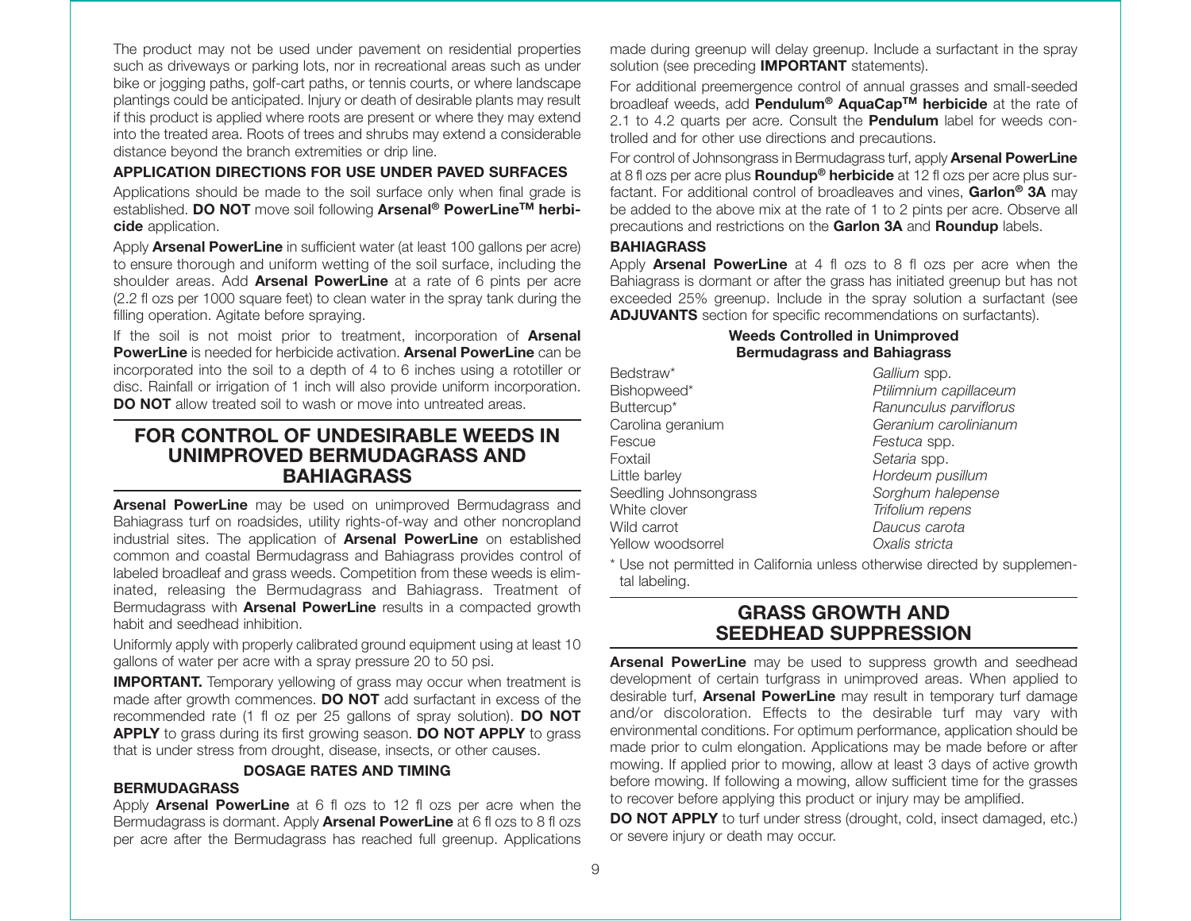The product may not be used under pavement on residential properties such as driveways or parking lots, nor in recreational areas such as under bike or jogging paths, golf-cart paths, or tennis courts, or where landscape plantings could be anticipated. Injury or death of desirable plants may result if this product is applied where roots are present or where they may extend into the treated area. Roots of trees and shrubs may extend a considerable distance beyond the branch extremities or drip line.

### APPLICATION DIRECTIONS FOR USE UNDER PAVED SURFACES

Applications should be made to the soil surface only when final grade is established. **DO NOT** move soil following **Arsenal® PowerLine™ herbicide** application.

Apply **Arsenal PowerLine** in sufficient water (at least 100 gallons per acre) to ensure thorough and uniform wetting of the soil surface, including the shoulder areas. Add **Arsenal PowerLine** at a rate of 6 pints per acre (2.2 fl ozs per 1000 square feet) to clean water in the spray tank during the filling operation. Agitate before spraying.

If the soil is not moist prior to treatment, incorporation of **Arsenal PowerLine** is needed for herbicide activation. **Arsenal PowerLine** can be incorporated into the soil to a depth of 4 to 6 inches using a rototiller or disc. Rainfall or irrigation of 1 inch will also provide uniform incorporation. **DO NOT** allow treated soil to wash or move into untreated areas.

## FOR CONTROL OF UNDESIRABLE WEEDS IN UNIMPROVED BERMUDAGRASS AND BAHIAGRASS

**Arsenal PowerLine** may be used on unimproved Bermudagrass and Bahiagrass turf on roadsides, utility rights-of-way and other noncropland industrial sites. The application of **Arsenal PowerLine** on established common and coastal Bermudagrass and Bahiagrass provides control of labeled broadleaf and grass weeds. Competition from these weeds is eliminated, releasing the Bermudagrass and Bahiagrass. Treatment of Bermudagrass with **Arsenal PowerLine** results in a compacted growth habit and seedhead inhibition.

Uniformly apply with properly calibrated ground equipment using at least 10 gallons of water per acre with a spray pressure 20 to 50 psi.

**IMPORTANT.** Temporary yellowing of grass may occur when treatment is made after growth commences. **DO NOT** add surfactant in excess of the recommended rate (1 fl oz per 25 gallons of spray solution). **DO NOT APPLY** to grass during its first growing season. **DO NOT APPLY** to grass that is under stress from drought, disease, insects, or other causes.

### DOSAGE RATES AND TIMING

### BERMUDAGRASS

Apply **Arsenal PowerLine** at 6 fl ozs to 12 fl ozs per acre when the Bermudagrass is dormant. Apply **Arsenal PowerLine** at 6 fl ozs to 8 fl ozs per acre after the Bermudagrass has reached full greenup. Applications made during greenup will delay greenup. Include a surfactant in the spray solution (see preceding **IMPORTANT** statements).

For additional preemergence control of annual grasses and small-seeded broadleaf weeds, add **Pendulum® AquaCap™ herbicide** at the rate of 2.1 to 4.2 quarts per acre. Consult the **Pendulum** label for weeds controlled and for other use directions and precautions.

For control of Johnsongrass in Bermudagrass turf, apply **Arsenal PowerLine** at 8 fl ozs per acre plus **Roundup® herbicide** at 12 fl ozs per acre plus surfactant. For additional control of broadleaves and vines, **Garlon® 3A** may be added to the above mix at the rate of 1 to 2 pints per acre. Observe all precautions and restrictions on the **Garlon 3A** and **Roundup** labels.

### BAHIAGRASS

Apply **Arsenal PowerLine** at 4 fl ozs to 8 fl ozs per acre when the Bahiagrass is dormant or after the grass has initiated greenup but has not exceeded 25% greenup. Include in the spray solution a surfactant (see **ADJUVANTS** section for specific recommendations on surfactants).

**Weeds Controlled in Unimproved Bermudagrass and Bahiagrass**

| Common Name | Scientific Name |
|---|---|
| Bedstraw* | *Gallium* spp. |
| Bishopweed* | *Ptilimnium capillaceum* |
| Buttercup* | *Ranunculus parviflorus* |
| Carolina geranium | *Geranium carolinianum* |
| Fescue | *Festuca* spp. |
| Foxtail | *Setaria* spp. |
| Little barley | *Hordeum pusillum* |
| Seedling Johnsongrass | *Sorghum halepense* |
| White clover | *Trifolium repens* |
| Wild carrot | *Daucus carota* |
| Yellow woodsorrel | *Oxalis stricta* |

\* Use not permitted in California unless otherwise directed by supplemental labeling.

## GRASS GROWTH AND SEEDHEAD SUPPRESSION

**Arsenal PowerLine** may be used to suppress growth and seedhead development of certain turfgrass in unimproved areas. When applied to desirable turf, **Arsenal PowerLine** may result in temporary turf damage and/or discoloration. Effects to the desirable turf may vary with environmental conditions. For optimum performance, application should be made prior to culm elongation. Applications may be made before or after mowing. If applied prior to mowing, allow at least 3 days of active growth before mowing. If following a mowing, allow sufficient time for the grasses to recover before applying this product or injury may be amplified.

**DO NOT APPLY** to turf under stress (drought, cold, insect damaged, etc.) or severe injury or death may occur.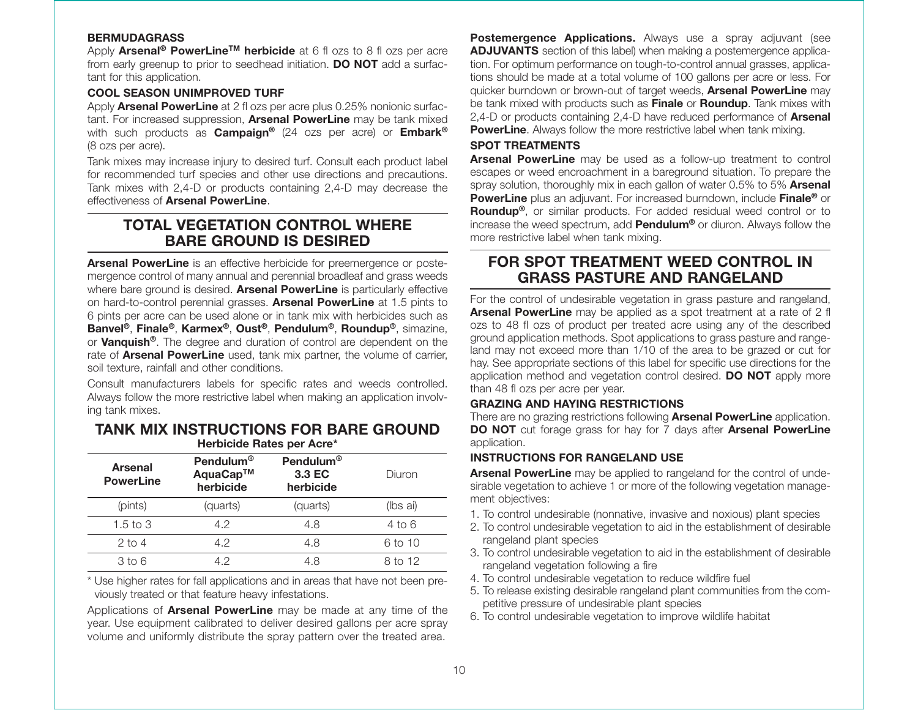### BERMUDAGRASS

Apply **Arsenal® PowerLine™ herbicide** at 6 fl ozs to 8 fl ozs per acre from early greenup to prior to seedhead initiation. **DO NOT** add a surfactant for this application.

### COOL SEASON UNIMPROVED TURF

Apply **Arsenal PowerLine** at 2 fl ozs per acre plus 0.25% nonionic surfactant. For increased suppression, **Arsenal PowerLine** may be tank mixed with such products as **Campaign®** (24 ozs per acre) or **Embark®** (8 ozs per acre).

Tank mixes may increase injury to desired turf. Consult each product label for recommended turf species and other use directions and precautions. Tank mixes with 2,4-D or products containing 2,4-D may decrease the effectiveness of **Arsenal PowerLine**.

## TOTAL VEGETATION CONTROL WHERE BARE GROUND IS DESIRED

**Arsenal PowerLine** is an effective herbicide for preemergence or postemergence control of many annual and perennial broadleaf and grass weeds where bare ground is desired. **Arsenal PowerLine** is particularly effective on hard-to-control perennial grasses. **Arsenal PowerLine** at 1.5 pints to 6 pints per acre can be used alone or in tank mix with herbicides such as **Banvel®**, **Finale®**, **Karmex®**, **Oust®**, **Pendulum®**, **Roundup®**, simazine, or **Vanquish®**. The degree and duration of control are dependent on the rate of **Arsenal PowerLine** used, tank mix partner, the volume of carrier, soil texture, rainfall and other conditions.

Consult manufacturers labels for specific rates and weeds controlled. Always follow the more restrictive label when making an application involving tank mixes.

## TANK MIX INSTRUCTIONS FOR BARE GROUND

**Herbicide Rates per Acre***

| Arsenal PowerLine | Pendulum® AquaCap™ herbicide | Pendulum® 3.3 EC herbicide | Diuron |
|---|---|---|---|
| (pints) | (quarts) | (quarts) | (lbs ai) |
| 1.5 to 3 | 4.2 | 4.8 | 4 to 6 |
| 2 to 4 | 4.2 | 4.8 | 6 to 10 |
| 3 to 6 | 4.2 | 4.8 | 8 to 12 |

* Use higher rates for fall applications and in areas that have not been previously treated or that feature heavy infestations.

Applications of **Arsenal PowerLine** may be made at any time of the year. Use equipment calibrated to deliver desired gallons per acre spray volume and uniformly distribute the spray pattern over the treated area.

**Postemergence Applications.** Always use a spray adjuvant (see **ADJUVANTS** section of this label) when making a postemergence application. For optimum performance on tough-to-control annual grasses, applications should be made at a total volume of 100 gallons per acre or less. For quicker burndown or brown-out of target weeds, **Arsenal PowerLine** may be tank mixed with products such as **Finale** or **Roundup**. Tank mixes with 2,4-D or products containing 2,4-D have reduced performance of **Arsenal PowerLine**. Always follow the more restrictive label when tank mixing.

### SPOT TREATMENTS

**Arsenal PowerLine** may be used as a follow-up treatment to control escapes or weed encroachment in a bareground situation. To prepare the spray solution, thoroughly mix in each gallon of water 0.5% to 5% **Arsenal PowerLine** plus an adjuvant. For increased burndown, include **Finale®** or **Roundup®**, or similar products. For added residual weed control or to increase the weed spectrum, add **Pendulum®** or diuron. Always follow the more restrictive label when tank mixing.

## FOR SPOT TREATMENT WEED CONTROL IN GRASS PASTURE AND RANGELAND

For the control of undesirable vegetation in grass pasture and rangeland, **Arsenal PowerLine** may be applied as a spot treatment at a rate of 2 fl ozs to 48 fl ozs of product per treated acre using any of the described ground application methods. Spot applications to grass pasture and rangeland may not exceed more than 1/10 of the area to be grazed or cut for hay. See appropriate sections of this label for specific use directions for the application method and vegetation control desired. **DO NOT** apply more than 48 fl ozs per acre per year.

### GRAZING AND HAYING RESTRICTIONS

There are no grazing restrictions following **Arsenal PowerLine** application. **DO NOT** cut forage grass for hay for 7 days after **Arsenal PowerLine** application.

### INSTRUCTIONS FOR RANGELAND USE

**Arsenal PowerLine** may be applied to rangeland for the control of undesirable vegetation to achieve 1 or more of the following vegetation management objectives:

1. To control undesirable (nonnative, invasive and noxious) plant species
2. To control undesirable vegetation to aid in the establishment of desirable rangeland plant species
3. To control undesirable vegetation to aid in the establishment of desirable rangeland vegetation following a fire
4. To control undesirable vegetation to reduce wildfire fuel
5. To release existing desirable rangeland plant communities from the competitive pressure of undesirable plant species
6. To control undesirable vegetation to improve wildlife habitat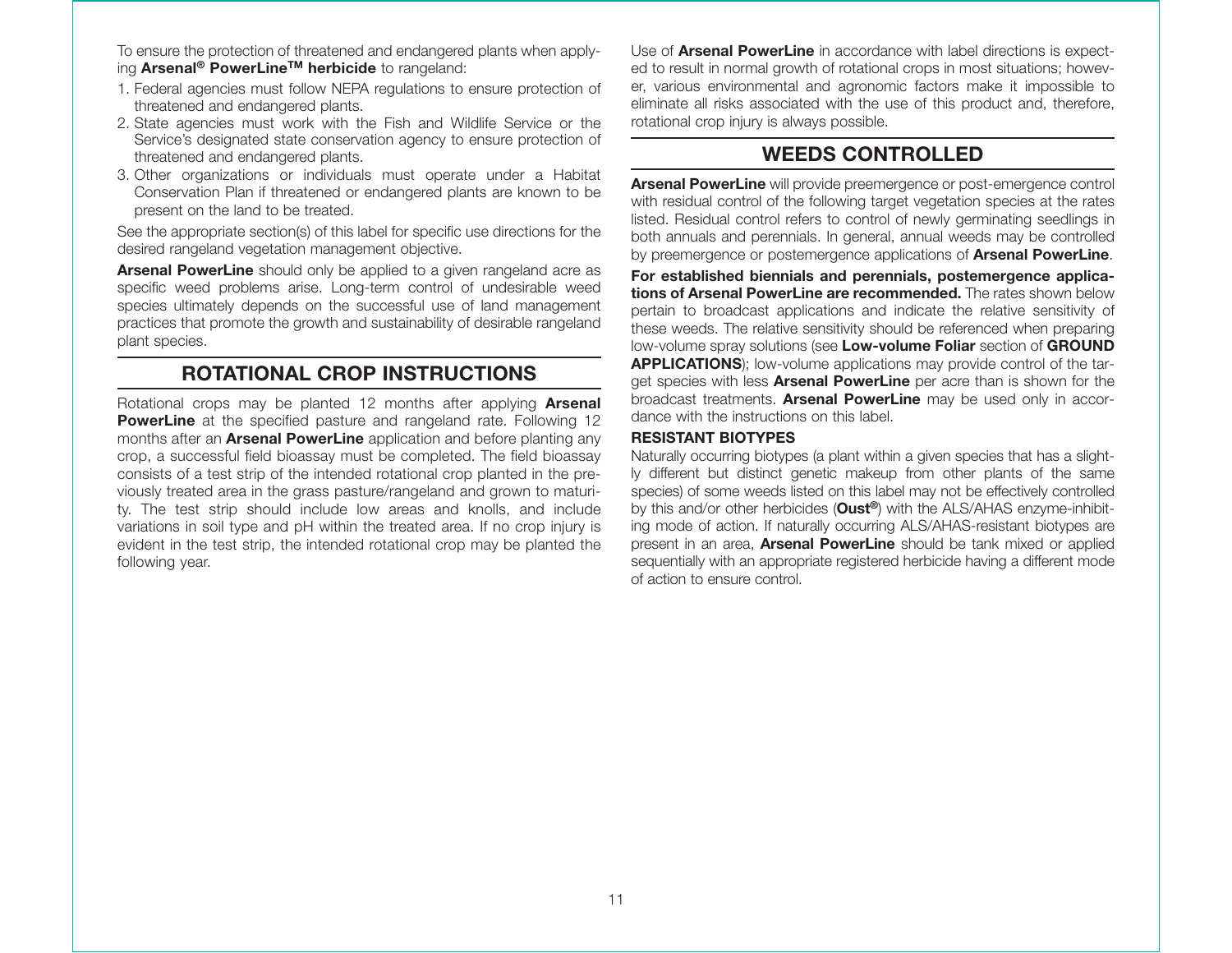To ensure the protection of threatened and endangered plants when applying **Arsenal® PowerLine™ herbicide** to rangeland:

1. Federal agencies must follow NEPA regulations to ensure protection of threatened and endangered plants.
2. State agencies must work with the Fish and Wildlife Service or the Service's designated state conservation agency to ensure protection of threatened and endangered plants.
3. Other organizations or individuals must operate under a Habitat Conservation Plan if threatened or endangered plants are known to be present on the land to be treated.

See the appropriate section(s) of this label for specific use directions for the desired rangeland vegetation management objective.

**Arsenal PowerLine** should only be applied to a given rangeland acre as specific weed problems arise. Long-term control of undesirable weed species ultimately depends on the successful use of land management practices that promote the growth and sustainability of desirable rangeland plant species.

## ROTATIONAL CROP INSTRUCTIONS

Rotational crops may be planted 12 months after applying **Arsenal PowerLine** at the specified pasture and rangeland rate. Following 12 months after an **Arsenal PowerLine** application and before planting any crop, a successful field bioassay must be completed. The field bioassay consists of a test strip of the intended rotational crop planted in the previously treated area in the grass pasture/rangeland and grown to maturity. The test strip should include low areas and knolls, and include variations in soil type and pH within the treated area. If no crop injury is evident in the test strip, the intended rotational crop may be planted the following year.

Use of **Arsenal PowerLine** in accordance with label directions is expected to result in normal growth of rotational crops in most situations; however, various environmental and agronomic factors make it impossible to eliminate all risks associated with the use of this product and, therefore, rotational crop injury is always possible.

## WEEDS CONTROLLED

**Arsenal PowerLine** will provide preemergence or post-emergence control with residual control of the following target vegetation species at the rates listed. Residual control refers to control of newly germinating seedlings in both annuals and perennials. In general, annual weeds may be controlled by preemergence or postemergence applications of **Arsenal PowerLine**.

**For established biennials and perennials, postemergence applications of Arsenal PowerLine are recommended.** The rates shown below pertain to broadcast applications and indicate the relative sensitivity of these weeds. The relative sensitivity should be referenced when preparing low-volume spray solutions (see **Low-volume Foliar** section of **GROUND APPLICATIONS**); low-volume applications may provide control of the target species with less **Arsenal PowerLine** per acre than is shown for the broadcast treatments. **Arsenal PowerLine** may be used only in accordance with the instructions on this label.

### RESISTANT BIOTYPES

Naturally occurring biotypes (a plant within a given species that has a slightly different but distinct genetic makeup from other plants of the same species) of some weeds listed on this label may not be effectively controlled by this and/or other herbicides (**Oust®**) with the ALS/AHAS enzyme-inhibiting mode of action. If naturally occurring ALS/AHAS-resistant biotypes are present in an area, **Arsenal PowerLine** should be tank mixed or applied sequentially with an appropriate registered herbicide having a different mode of action to ensure control.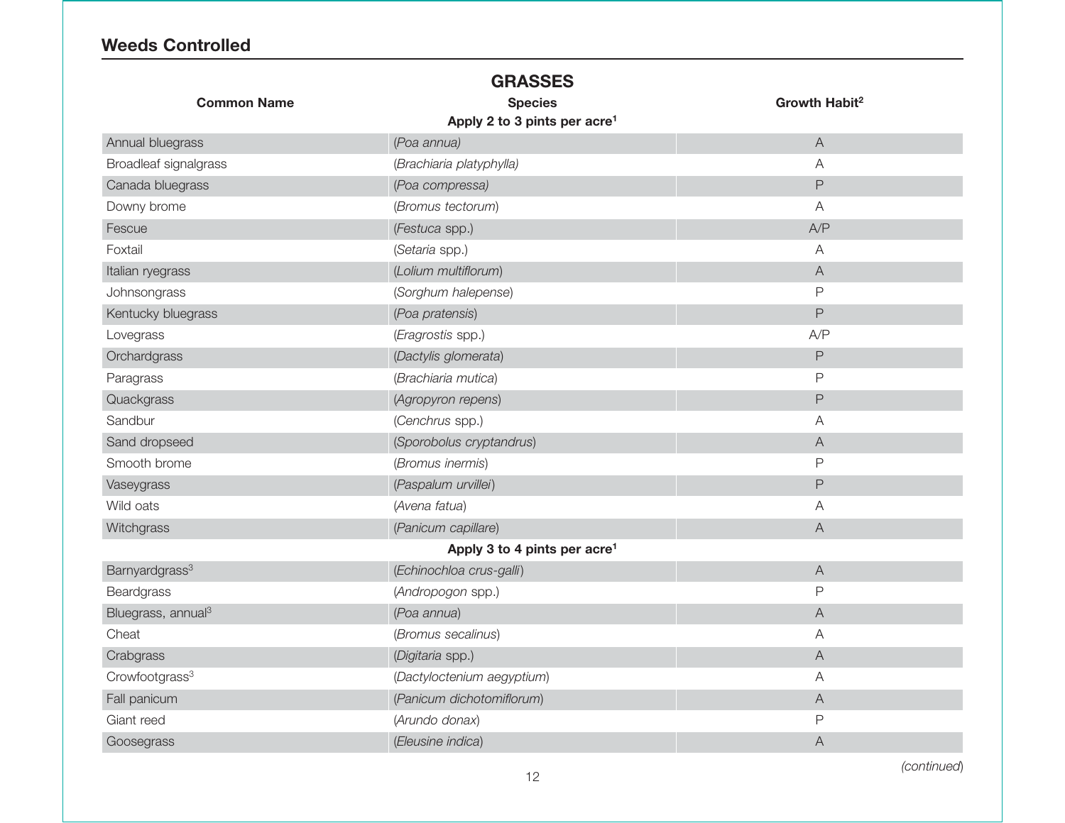## Weeds Controlled

### GRASSES

| Common Name | Species | Growth Habit[2] |
|---|---|---|
| | **Apply 2 to 3 pints per acre[1]** | |
| Annual bluegrass | (*Poa annua)* | A |
| Broadleaf signalgrass | (*Brachiaria platyphylla)* | A |
| Canada bluegrass | (*Poa compressa)* | P |
| Downy brome | (*Bromus tectorum*) | A |
| Fescue | (*Festuca* spp.) | A/P |
| Foxtail | (*Setaria* spp.) | A |
| Italian ryegrass | (*Lolium multiflorum*) | A |
| Johnsongrass | (*Sorghum halepense*) | P |
| Kentucky bluegrass | (*Poa pratensis*) | P |
| Lovegrass | (*Eragrostis* spp.) | A/P |
| Orchardgrass | (*Dactylis glomerata*) | P |
| Paragrass | (*Brachiaria mutica*) | P |
| Quackgrass | (*Agropyron repens*) | P |
| Sandbur | (*Cenchrus* spp.) | A |
| Sand dropseed | (*Sporobolus cryptandrus*) | A |
| Smooth brome | (*Bromus inermis*) | P |
| Vaseygrass | (*Paspalum urvillei*) | P |
| Wild oats | (*Avena fatua*) | A |
| Witchgrass | (*Panicum capillare*) | A |
| | **Apply 3 to 4 pints per acre[1]** | |
| Barnyardgrass[3] | (*Echinochloa crus-galli*) | A |
| Beardgrass | (*Andropogon* spp.) | P |
| Bluegrass, annual[3] | (*Poa annua*) | A |
| Cheat | (*Bromus secalinus*) | A |
| Crabgrass | (*Digitaria* spp.) | A |
| Crowfootgrass[3] | (*Dactyloctenium aegyptium*) | A |
| Fall panicum | (*Panicum dichotomiflorum*) | A |
| Giant reed | (*Arundo donax*) | P |
| Goosegrass | (*Eleusine indica*) | A |

*(continued)*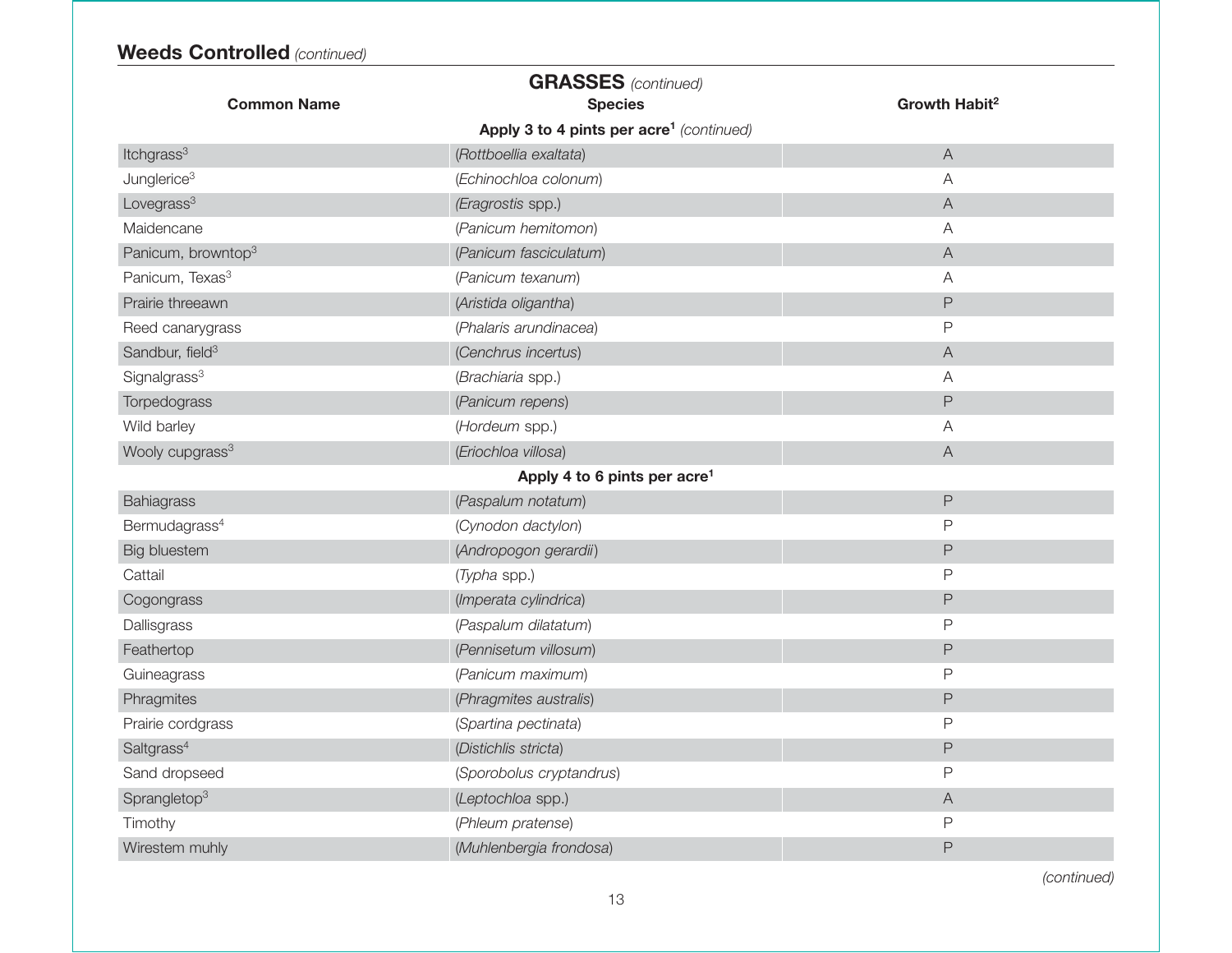## Weeds Controlled *(continued)*

**GRASSES** *(continued)*

| Common Name | Species | Growth Habit[2] |
|---|---|---|
| **Apply 3 to 4 pints per acre[1]** *(continued)* | | |
| Itchgrass[3] | (*Rottboellia exaltata*) | A |
| Junglerice[3] | (*Echinochloa colonum*) | A |
| Lovegrass[3] | (*Eragrostis* spp.) | A |
| Maidencane | (*Panicum hemitomon*) | A |
| Panicum, browntop[3] | (*Panicum fasciculatum*) | A |
| Panicum, Texas[3] | (*Panicum texanum*) | A |
| Prairie threeawn | (*Aristida oligantha*) | P |
| Reed canarygrass | (*Phalaris arundinacea*) | P |
| Sandbur, field[3] | (*Cenchrus incertus*) | A |
| Signalgrass[3] | (*Brachiaria* spp.) | A |
| Torpedograss | (*Panicum repens*) | P |
| Wild barley | (*Hordeum* spp.) | A |
| Wooly cupgrass[3] | (*Eriochloa villosa*) | A |
| **Apply 4 to 6 pints per acre[1]** | | |
| Bahiagrass | (*Paspalum notatum*) | P |
| Bermudagrass[4] | (*Cynodon dactylon*) | P |
| Big bluestem | (*Andropogon gerardii*) | P |
| Cattail | (*Typha* spp.) | P |
| Cogongrass | (*Imperata cylindrica*) | P |
| Dallisgrass | (*Paspalum dilatatum*) | P |
| Feathertop | (*Pennisetum villosum*) | P |
| Guineagrass | (*Panicum maximum*) | P |
| Phragmites | (*Phragmites australis*) | P |
| Prairie cordgrass | (*Spartina pectinata*) | P |
| Saltgrass[4] | (*Distichlis stricta*) | P |
| Sand dropseed | (*Sporobolus cryptandrus*) | P |
| Sprangletop[3] | (*Leptochloa* spp.) | A |
| Timothy | (*Phleum pratense*) | P |
| Wirestem muhly | (*Muhlenbergia frondosa*) | P |

*(continued)*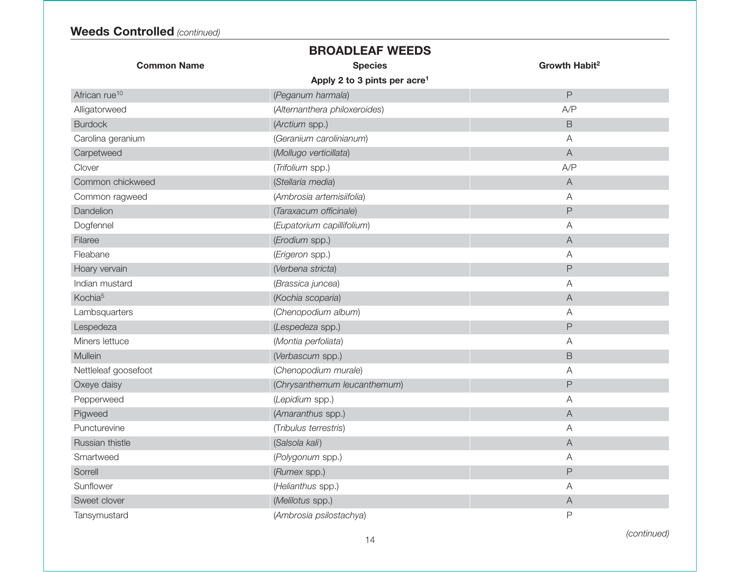## Weeds Controlled *(continued)*

### BROADLEAF WEEDS

| Common Name | Species | Growth Habit[2] |
|---|---|---|
| | **Apply 2 to 3 pints per acre[1]** | |
| African rue[10] | (*Peganum harmala*) | P |
| Alligatorweed | (*Alternanthera philoxeroides*) | A/P |
| Burdock | (*Arctium* spp.) | B |
| Carolina geranium | (*Geranium carolinianum*) | A |
| Carpetweed | (*Mollugo verticillata*) | A |
| Clover | (*Trifolium* spp.) | A/P |
| Common chickweed | (*Stellaria media*) | A |
| Common ragweed | (*Ambrosia artemisiifolia*) | A |
| Dandelion | (*Taraxacum officinale*) | P |
| Dogfennel | (*Eupatorium capillifolium*) | A |
| Filaree | (*Erodium* spp.) | A |
| Fleabane | (*Erigeron* spp.) | A |
| Hoary vervain | (*Verbena stricta*) | P |
| Indian mustard | (*Brassica juncea*) | A |
| Kochia[5] | (*Kochia scoparia*) | A |
| Lambsquarters | (*Chenopodium album*) | A |
| Lespedeza | (*Lespedeza* spp.) | P |
| Miners lettuce | (*Montia perfoliata*) | A |
| Mullein | (*Verbascum* spp.) | B |
| Nettleleaf goosefoot | (*Chenopodium murale*) | A |
| Oxeye daisy | (*Chrysanthemum leucanthemum*) | P |
| Pepperweed | (*Lepidium* spp.) | A |
| Pigweed | (*Amaranthus* spp.) | A |
| Puncturevine | (*Tribulus terrestris*) | A |
| Russian thistle | (*Salsola kali*) | A |
| Smartweed | (*Polygonum* spp.) | A |
| Sorrell | (*Rumex* spp.) | P |
| Sunflower | (*Helianthus* spp.) | A |
| Sweet clover | (*Melilotus* spp.) | A |
| Tansymustard | (*Ambrosia psilostachya*) | P |

*(continued)*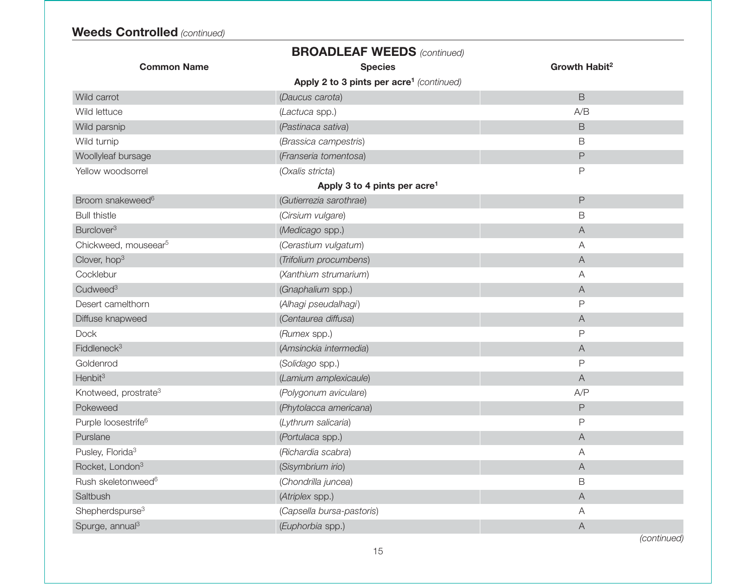## Weeds Controlled *(continued)*

| Common Name | Species | Growth Habit[2] |
|---|---|---|
| **BROADLEAF WEEDS** *(continued)* | | |
| **Apply 2 to 3 pints per acre[1]** *(continued)* | | |
| Wild carrot | (*Daucus carota*) | B |
| Wild lettuce | (*Lactuca* spp.) | A/B |
| Wild parsnip | (*Pastinaca sativa*) | B |
| Wild turnip | (*Brassica campestris*) | B |
| Woollyleaf bursage | (*Franseria tomentosa*) | P |
| Yellow woodsorrel | (*Oxalis stricta*) | P |
| **Apply 3 to 4 pints per acre[1]** | | |
| Broom snakeweed[6] | (*Gutierrezia sarothrae*) | P |
| Bull thistle | (*Cirsium vulgare*) | B |
| Burclover[3] | (*Medicago* spp.) | A |
| Chickweed, mouseear[5] | (*Cerastium vulgatum*) | A |
| Clover, hop[3] | (*Trifolium procumbens*) | A |
| Cocklebur | (*Xanthium strumarium*) | A |
| Cudweed[3] | (*Gnaphalium* spp.) | A |
| Desert camelthorn | (*Alhagi pseudalhagi*) | P |
| Diffuse knapweed | (*Centaurea diffusa*) | A |
| Dock | (*Rumex* spp.) | P |
| Fiddleneck[3] | (*Amsinckia intermedia*) | A |
| Goldenrod | (*Solidago* spp.) | P |
| Henbit[3] | (*Lamium amplexicaule*) | A |
| Knotweed, prostrate[3] | (*Polygonum aviculare*) | A/P |
| Pokeweed | (*Phytolacca americana*) | P |
| Purple loosestrife[6] | (*Lythrum salicaria*) | P |
| Purslane | (*Portulaca* spp.) | A |
| Pusley, Florida[3] | (*Richardia scabra*) | A |
| Rocket, London[3] | (*Sisymbrium irio*) | A |
| Rush skeletonweed[6] | (*Chondrilla juncea*) | B |
| Saltbush | (*Atriplex* spp.) | A |
| Shepherdspurse[3] | (*Capsella bursa-pastoris*) | A |
| Spurge, annual[3] | (*Euphorbia* spp.) | A |

*(continued)*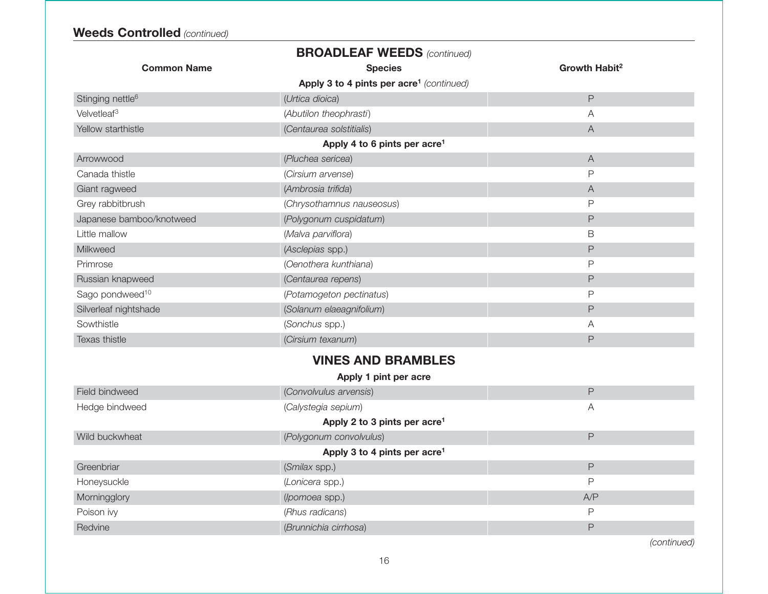## Weeds Controlled *(continued)*

| Common Name | Species | Growth Habit[2] |
|---|---|---|
| **BROADLEAF WEEDS** *(continued)* | | |
| **Apply 3 to 4 pints per acre[1]** *(continued)* | | |
| Stinging nettle[6] | (*Urtica dioica*) | P |
| Velvetleaf[3] | (*Abutilon theophrasti*) | A |
| Yellow starthistle | (*Centaurea solstitialis*) | A |
| **Apply 4 to 6 pints per acre[1]** | | |
| Arrowwood | (*Pluchea sericea*) | A |
| Canada thistle | (*Cirsium arvense*) | P |
| Giant ragweed | (*Ambrosia trifida*) | A |
| Grey rabbitbrush | (*Chrysothamnus nauseosus*) | P |
| Japanese bamboo/knotweed | (*Polygonum cuspidatum*) | P |
| Little mallow | (*Malva parviflora*) | B |
| Milkweed | (*Asclepias* spp.) | P |
| Primrose | (*Oenothera kunthiana*) | P |
| Russian knapweed | (*Centaurea repens*) | P |
| Sago pondweed[10] | (*Potamogeton pectinatus*) | P |
| Silverleaf nightshade | (*Solanum elaeagnifolium*) | P |
| Sowthistle | (*Sonchus* spp.) | A |
| Texas thistle | (*Cirsium texanum*) | P |
| **VINES AND BRAMBLES** | | |
| **Apply 1 pint per acre** | | |
| Field bindweed | (*Convolvulus arvensis*) | P |
| Hedge bindweed | (*Calystegia sepium*) | A |
| **Apply 2 to 3 pints per acre[1]** | | |
| Wild buckwheat | (*Polygonum convolvulus*) | P |
| **Apply 3 to 4 pints per acre[1]** | | |
| Greenbriar | (*Smilax* spp.) | P |
| Honeysuckle | (*Lonicera* spp.) | P |
| Morningglory | (*Ipomoea* spp.) | A/P |
| Poison ivy | (*Rhus radicans*) | P |
| Redvine | (*Brunnichia cirrhosa*) | P |

*(continued)*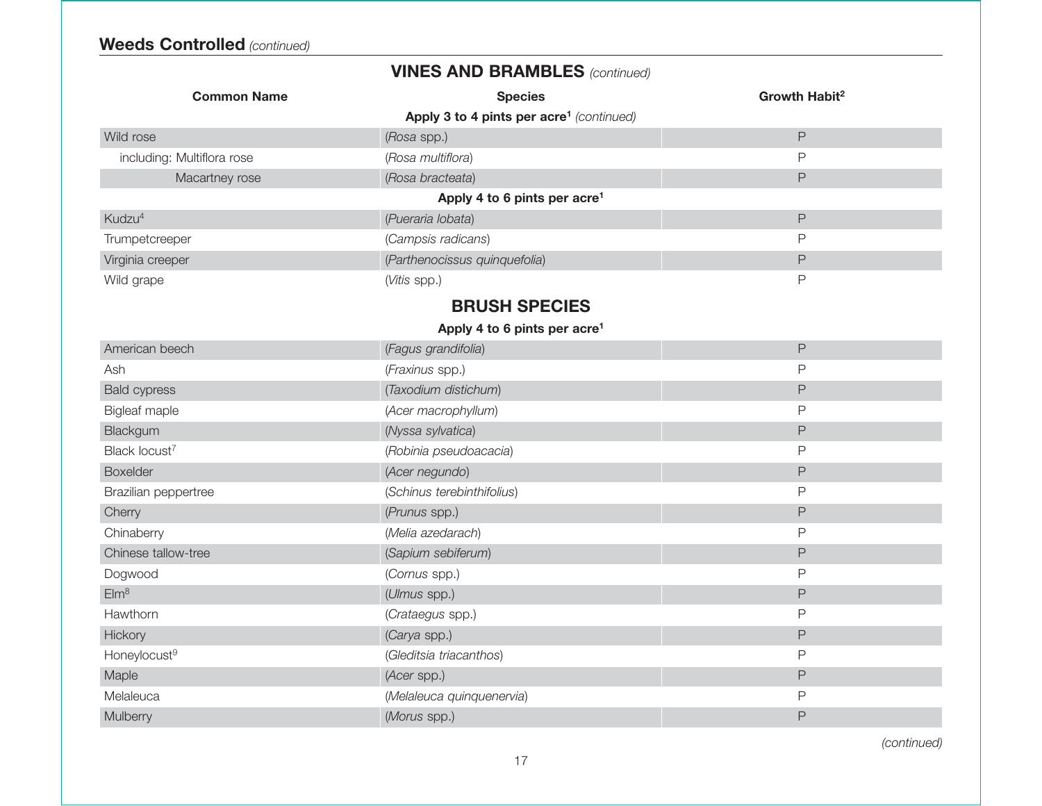## Weeds Controlled *(continued)*

### VINES AND BRAMBLES *(continued)*

| Common Name | Species | Growth Habit[2] |
|---|---|---|
| **Apply 3 to 4 pints per acre[1]** *(continued)* | | |
| Wild rose | (*Rosa* spp.) | P |
| including: Multiflora rose | (*Rosa multiflora*) | P |
| Macartney rose | (*Rosa bracteata*) | P |
| **Apply 4 to 6 pints per acre[1]** | | |
| Kudzu[4] | (*Pueraria lobata*) | P |
| Trumpetcreeper | (*Campsis radicans*) | P |
| Virginia creeper | (*Parthenocissus quinquefolia*) | P |
| Wild grape | (*Vitis* spp.) | P |

### BRUSH SPECIES

| Common Name | Species | Growth Habit[2] |
|---|---|---|
| **Apply 4 to 6 pints per acre[1]** | | |
| American beech | (*Fagus grandifolia*) | P |
| Ash | (*Fraxinus* spp.) | P |
| Bald cypress | (*Taxodium distichum*) | P |
| Bigleaf maple | (*Acer macrophyllum*) | P |
| Blackgum | (*Nyssa sylvatica*) | P |
| Black locust[7] | (*Robinia pseudoacacia*) | P |
| Boxelder | (*Acer negundo*) | P |
| Brazilian peppertree | (*Schinus terebinthifolius*) | P |
| Cherry | (*Prunus* spp.) | P |
| Chinaberry | (*Melia azedarach*) | P |
| Chinese tallow-tree | (*Sapium sebiferum*) | P |
| Dogwood | (*Cornus* spp.) | P |
| Elm[8] | (*Ulmus* spp.) | P |
| Hawthorn | (*Crataegus* spp.) | P |
| Hickory | (*Carya* spp.) | P |
| Honeylocust[9] | (*Gleditsia triacanthos*) | P |
| Maple | (*Acer* spp.) | P |
| Melaleuca | (*Melaleuca quinquenervia*) | P |
| Mulberry | (*Morus* spp.) | P |

*(continued)*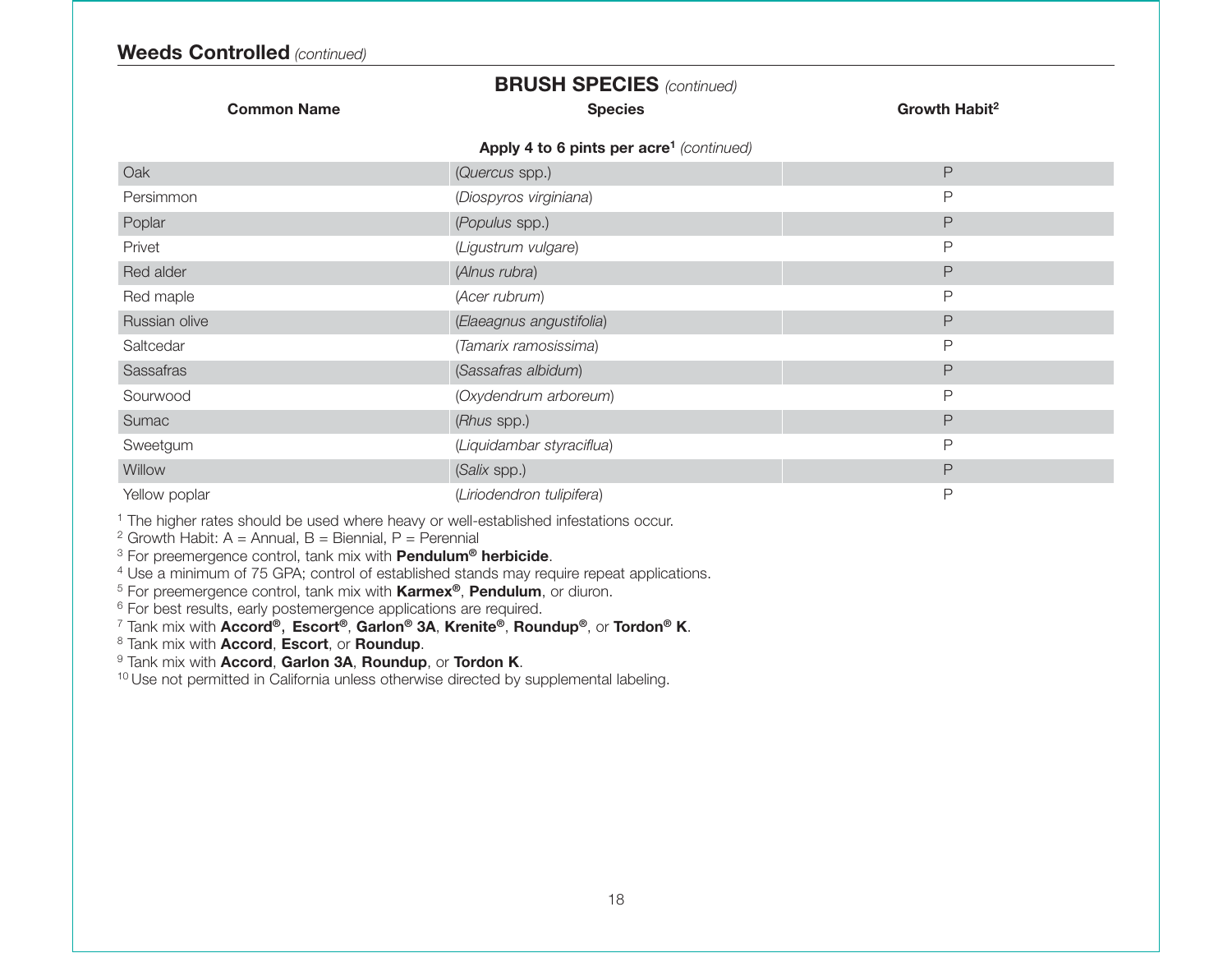## Weeds Controlled *(continued)*

### BRUSH SPECIES *(continued)*

| Common Name | Species | Growth Habit[2] |
|---|---|---|
| **Apply 4 to 6 pints per acre[1]** *(continued)* | | |
| Oak | (*Quercus* spp.) | P |
| Persimmon | (*Diospyros virginiana*) | P |
| Poplar | (*Populus* spp.) | P |
| Privet | (*Ligustrum vulgare*) | P |
| Red alder | (*Alnus rubra*) | P |
| Red maple | (*Acer rubrum*) | P |
| Russian olive | (*Elaeagnus angustifolia*) | P |
| Saltcedar | (*Tamarix ramosissima*) | P |
| Sassafras | (*Sassafras albidum*) | P |
| Sourwood | (*Oxydendrum arboreum*) | P |
| Sumac | (*Rhus* spp.) | P |
| Sweetgum | (*Liquidambar styraciflua*) | P |
| Willow | (*Salix* spp.) | P |
| Yellow poplar | (*Liriodendron tulipifera*) | P |

[1] The higher rates should be used where heavy or well-established infestations occur.
[2] Growth Habit: A = Annual, B = Biennial, P = Perennial
[3] For preemergence control, tank mix with **Pendulum® herbicide**.
[4] Use a minimum of 75 GPA; control of established stands may require repeat applications.
[5] For preemergence control, tank mix with **Karmex®**, **Pendulum**, or diuron.
[6] For best results, early postemergence applications are required.
[7] Tank mix with **Accord®**, **Escort®**, **Garlon® 3A**, **Krenite®**, **Roundup®**, or **Tordon® K**.
[8] Tank mix with **Accord**, **Escort**, or **Roundup**.
[9] Tank mix with **Accord**, **Garlon 3A**, **Roundup**, or **Tordon K**.
[10] Use not permitted in California unless otherwise directed by supplemental labeling.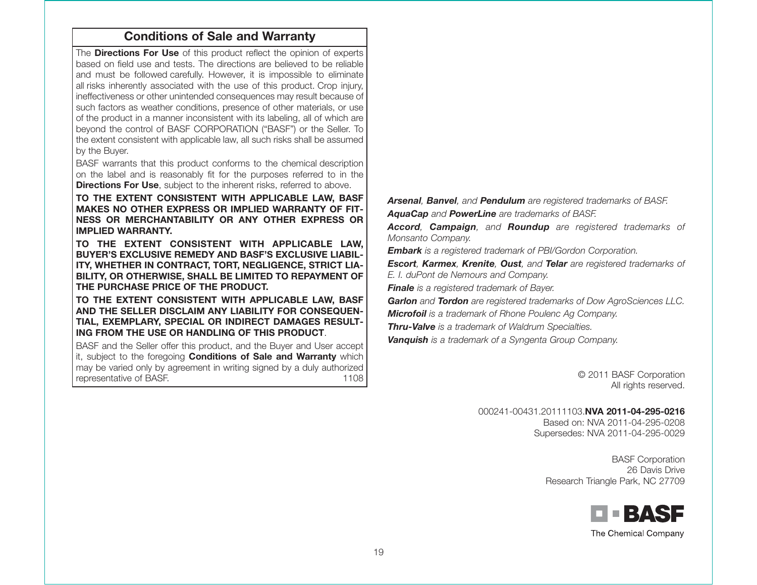## Conditions of Sale and Warranty

The **Directions For Use** of this product reflect the opinion of experts based on field use and tests. The directions are believed to be reliable and must be followed carefully. However, it is impossible to eliminate all risks inherently associated with the use of this product. Crop injury, ineffectiveness or other unintended consequences may result because of such factors as weather conditions, presence of other materials, or use of the product in a manner inconsistent with its labeling, all of which are beyond the control of BASF CORPORATION ("BASF") or the Seller. To the extent consistent with applicable law, all such risks shall be assumed by the Buyer.

BASF warrants that this product conforms to the chemical description on the label and is reasonably fit for the purposes referred to in the **Directions For Use**, subject to the inherent risks, referred to above.

**TO THE EXTENT CONSISTENT WITH APPLICABLE LAW, BASF MAKES NO OTHER EXPRESS OR IMPLIED WARRANTY OF FITNESS OR MERCHANTABILITY OR ANY OTHER EXPRESS OR IMPLIED WARRANTY.**

**TO THE EXTENT CONSISTENT WITH APPLICABLE LAW, BUYER'S EXCLUSIVE REMEDY AND BASF'S EXCLUSIVE LIABILITY, WHETHER IN CONTRACT, TORT, NEGLIGENCE, STRICT LIABILITY, OR OTHERWISE, SHALL BE LIMITED TO REPAYMENT OF THE PURCHASE PRICE OF THE PRODUCT.**

**TO THE EXTENT CONSISTENT WITH APPLICABLE LAW, BASF AND THE SELLER DISCLAIM ANY LIABILITY FOR CONSEQUENTIAL, EXEMPLARY, SPECIAL OR INDIRECT DAMAGES RESULTING FROM THE USE OR HANDLING OF THIS PRODUCT**.

BASF and the Seller offer this product, and the Buyer and User accept it, subject to the foregoing **Conditions of Sale and Warranty** which may be varied only by agreement in writing signed by a duly authorized representative of BASF. 1108

***Arsenal**, **Banvel**, and **Pendulum** are registered trademarks of BASF.*

***AquaCap** and **PowerLine** are trademarks of BASF.*

***Accord**, **Campaign**, and **Roundup** are registered trademarks of Monsanto Company.*

***Embark** is a registered trademark of PBI/Gordon Corporation.*

***Escort**, **Karmex**, **Krenite**, **Oust**, and **Telar** are registered trademarks of E. I. duPont de Nemours and Company.*

***Finale** is a registered trademark of Bayer.*

***Garlon** and **Tordon** are registered trademarks of Dow AgroSciences LLC.*

***Microfoil** is a trademark of Rhone Poulenc Ag Company.*

***Thru-Valve** is a trademark of Waldrum Specialties.*

***Vanquish** is a trademark of a Syngenta Group Company.*

© 2011 BASF Corporation
All rights reserved.

000241-00431.20111103.**NVA 2011-04-295-0216**
Based on: NVA 2011-04-295-0208
Supersedes: NVA 2011-04-295-0029

BASF Corporation
26 Davis Drive
Research Triangle Park, NC 27709

BASF
The Chemical Company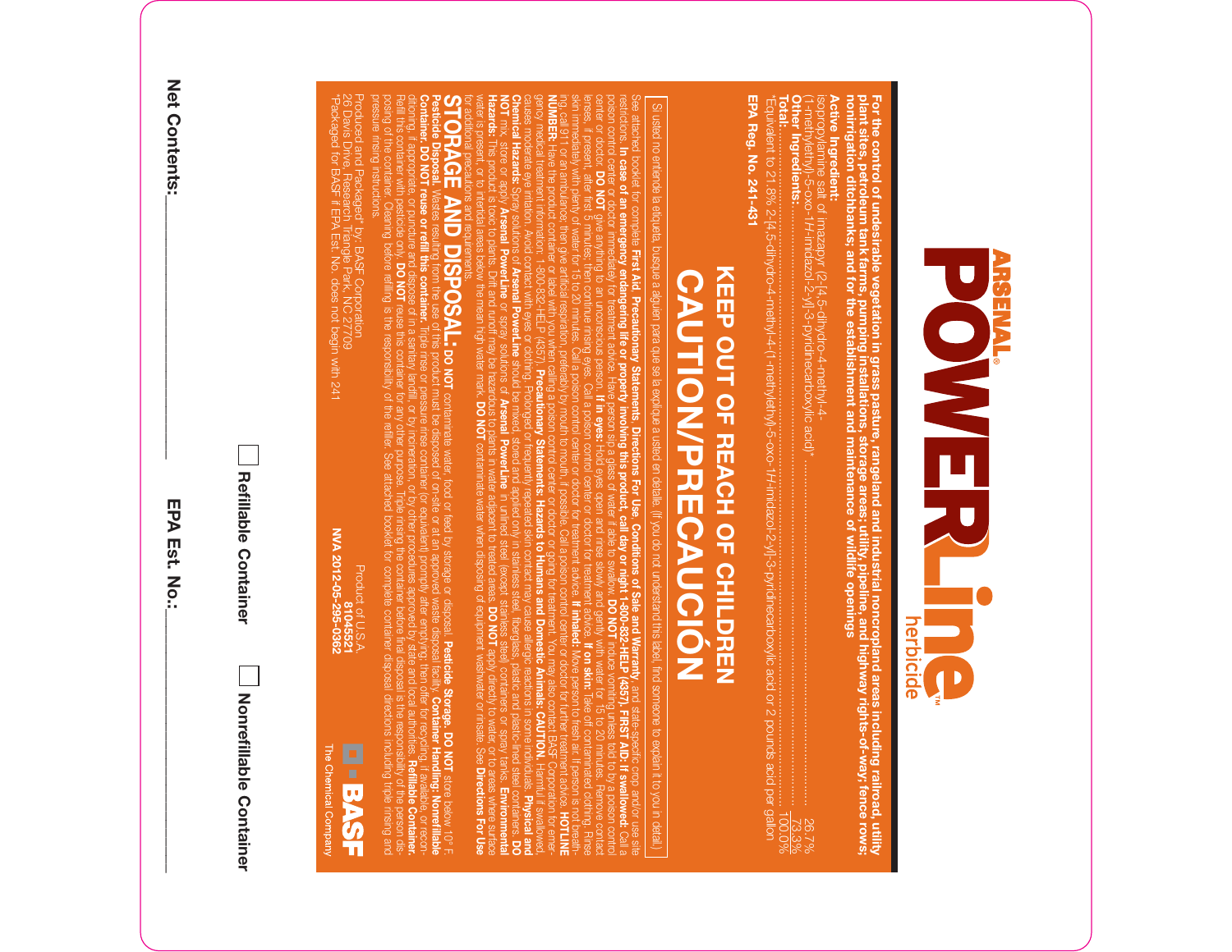# ARSENAL® POWERLine™ herbicide

**For the control of undesirable vegetation in grass pasture, rangeland and industrial noncropland areas including railroad, utility plant sites, petroleum tank farms, pumping installations, storage areas; utility, pipeline, and highway rights-of-way; fence rows; nonirrigation ditchbanks; and for the establishment and maintenance of wildlife openings**

**Active Ingredient:**

| | |
|---|---|
| isopropylamine salt of imazapyr (2-[4,5-dihydro-4-methyl-4-(1-methylethyl)-5-oxo-1*H*-imidazol-2-yl]-3-pyridinecarboxylic acid)* | 26.7% |
| **Other Ingredients:** | 73.3% |
| **Total:** | 100.0% |

*Equivalent to 21.8% 2-[4,5-dihydro-4-methyl-4-(1-methylethyl)-5-oxo-1*H*-imidazol-2-yl]-3-pyridinecarboxylic acid or 2 pounds acid per gallon

**EPA Reg. No. 241-431**

## KEEP OUT OF REACH OF CHILDREN
## CAUTION/PRECAUCIÓN

Si usted no entiende la etiqueta, busque a alguien para que se la explique a usted en detalle. (If you do not understand this label, find someone to explain it to you in detail.)

See attached booklet for complete **First Aid, Precautionary Statements, Directions For Use, Conditions of Sale and Warranty,** and state-specific crop and/or use site restrictions. **In case of an emergency endangering life or property involving this product, call day or night 1-800-832-HELP (4357). FIRST AID: If swallowed:** Call a poison control center or doctor immediately for treatment advice. Have person sip a glass of water if able to swallow. **DO NOT** induce vomiting unless told to by a poison control center or doctor. **DO NOT** give anything to an unconscious person. **If in eyes:** Hold eyes open and rinse slowly and gently with water for 15 to 20 minutes. Remove contact lenses, if present, after first 5 minutes; then continue rinsing eyes. Call a poison control center or doctor for treatment advice. **If on skin:** Take off contaminated clothing. Rinse skin immediately with plenty of water for 15 to 20 minutes. Call a poison control center or doctor for treatment advice. **If inhaled:** Move person to fresh air. If person is not breathing, call 911 or an ambulance, then give artificial respiration, preferably by mouth-to-mouth, if possible. Call a poison control center or doctor for further treatment advice. **HOTLINE NUMBER:** Have the product container or label with you when calling a poison control center or doctor or going for treatment. You may also contact BASF Corporation for emergency medical treatment information: 1-800-832-HELP (4357). **Precautionary Statements: Hazards to Humans and Domestic Animals: CAUTION.** Harmful if swallowed; causes moderate eye irritation. Avoid contact with eyes or clothing. Prolonged or frequently repeated skin contact may cause allergic reactions in some individuals. **Physical and Chemical Hazards:** Spray solutions of **Arsenal PowerLine** should be mixed, stored and applied only in stainless steel, fiberglass, plastic and plastic-lined steel containers. **DO NOT** mix, store or apply **Arsenal PowerLine** or spray solutions of **Arsenal PowerLine** in unlined steel (except stainless steel) containers or spray tanks. **Environmental Hazards:** This product is toxic to plants. Drift and runoff may be hazardous to plants in water adjacent to treated areas. **DO NOT** apply directly to water, or to areas where surface water is present, or to intertidal areas below the mean high water mark. **DO NOT** contaminate water when disposing of equipment washwater or rinsate. See **Directions For Use** for additional precautions and requirements.

**STORAGE AND DISPOSAL: DO NOT** contaminate water, food or feed by storage or disposal. **Pesticide Storage. DO NOT** store below 10° F. **Pesticide Disposal.** Wastes resulting from the use of this product must be disposed of on-site or at an approved waste disposal facility. **Container Handling: Nonrefillable Container: DO NOT reuse or refill this container.** Triple rinse or pressure rinse container (or equivalent) promptly after emptying; then offer for recycling, if available, or reconditioning, if appropriate, or puncture and dispose of in a sanitary landfill, or by incineration, or by other procedures approved by state and local authorities. **Refillable Container.** Refill this container with pesticide only. **DO NOT** reuse this container for any other purpose. Triple rinsing the container before final disposal is the responsibility of the person disposing of the container. Cleaning before refilling is the responsibility of the refiller. See attached booklet for complete container disposal directions including triple rinsing and pressure rinsing instructions.

Produced and Packaged* by: BASF Corporation
26 Davis Drive, Research Triangle Park, NC 27709
*Packaged for BASF if EPA Est. No. does not begin with 241

Product of U.S.A.
**81045521**
**NVA 2012-05-295-0362**

BASF
The Chemical Company

☐ **Refillable Container** ☐ **Nonrefillable Container**

**Net Contents:** ____________ **EPA Est. No.:** ____________